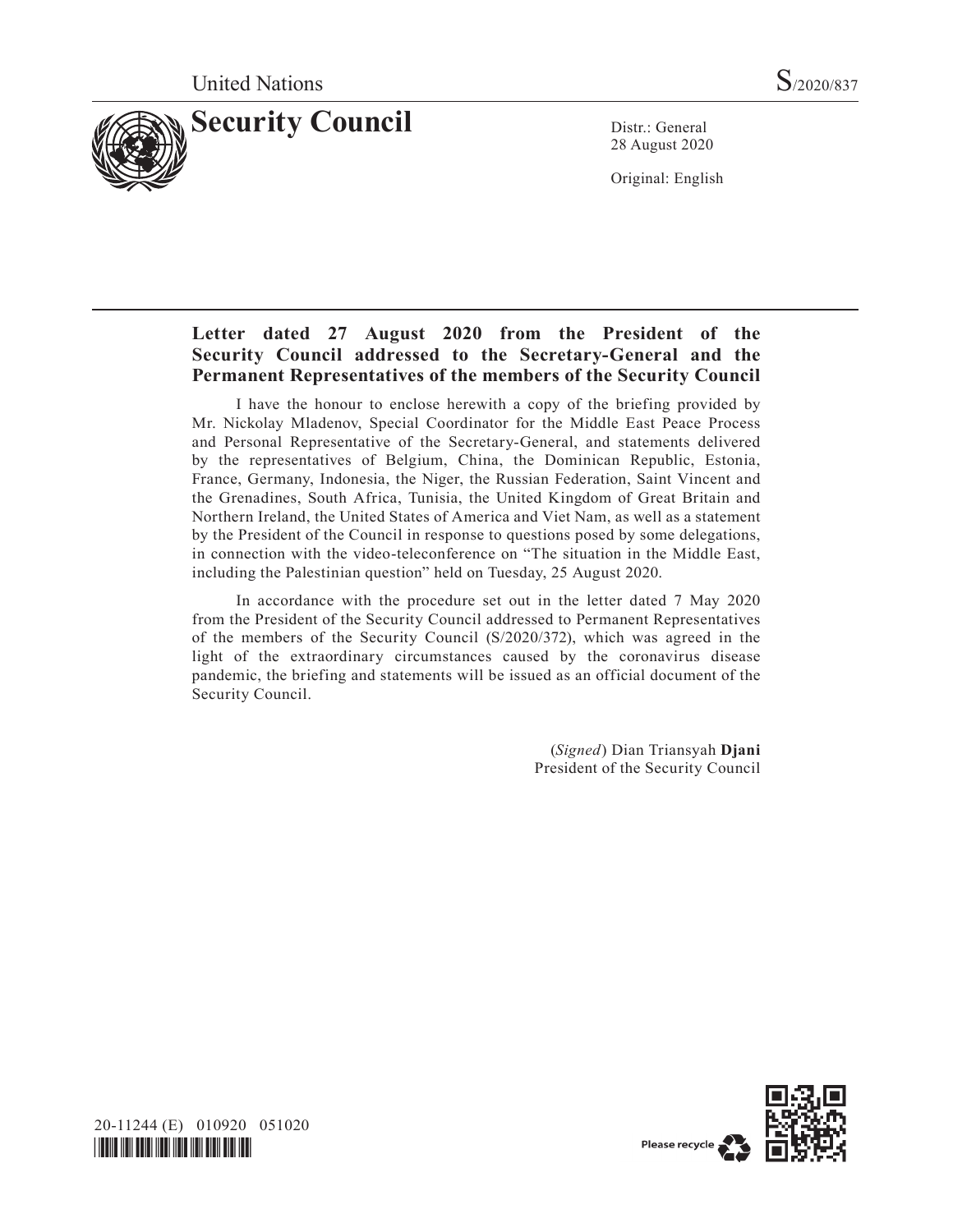United Nations S/2020/837

# Security Council

Distr.: General
28 August 2020

Original: English

## Letter dated 27 August 2020 from the President of the Security Council addressed to the Secretary-General and the Permanent Representatives of the members of the Security Council

I have the honour to enclose herewith a copy of the briefing provided by Mr. Nickolay Mladenov, Special Coordinator for the Middle East Peace Process and Personal Representative of the Secretary-General, and statements delivered by the representatives of Belgium, China, the Dominican Republic, Estonia, France, Germany, Indonesia, the Niger, the Russian Federation, Saint Vincent and the Grenadines, South Africa, Tunisia, the United Kingdom of Great Britain and Northern Ireland, the United States of America and Viet Nam, as well as a statement by the President of the Council in response to questions posed by some delegations, in connection with the video-teleconference on “The situation in the Middle East, including the Palestinian question” held on Tuesday, 25 August 2020.

In accordance with the procedure set out in the letter dated 7 May 2020 from the President of the Security Council addressed to Permanent Representatives of the members of the Security Council (S/2020/372), which was agreed in the light of the extraordinary circumstances caused by the coronavirus disease pandemic, the briefing and statements will be issued as an official document of the Security Council.

(*Signed*) Dian Triansyah **Djani**
President of the Security Council

20-11244 (E) 010920 051020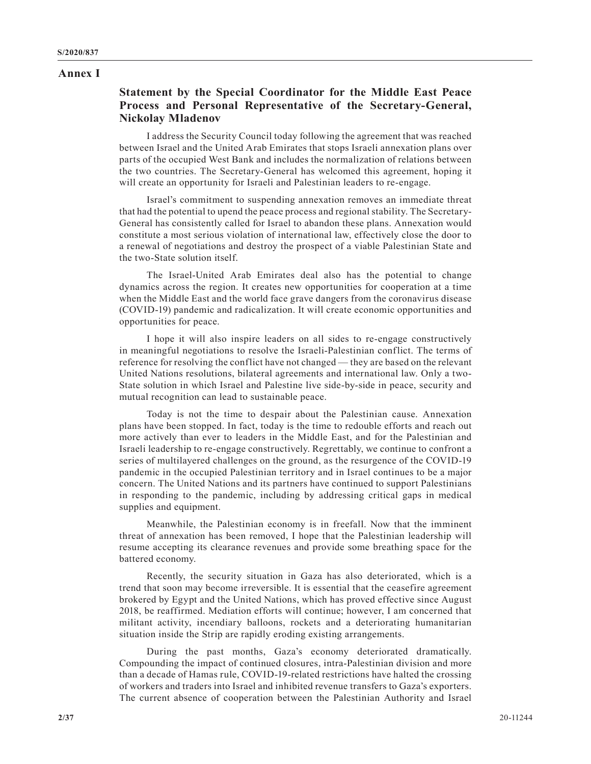# Annex I

## Statement by the Special Coordinator for the Middle East Peace Process and Personal Representative of the Secretary-General, Nickolay Mladenov

I address the Security Council today following the agreement that was reached between Israel and the United Arab Emirates that stops Israeli annexation plans over parts of the occupied West Bank and includes the normalization of relations between the two countries. The Secretary-General has welcomed this agreement, hoping it will create an opportunity for Israeli and Palestinian leaders to re-engage.

Israel's commitment to suspending annexation removes an immediate threat that had the potential to upend the peace process and regional stability. The Secretary-General has consistently called for Israel to abandon these plans. Annexation would constitute a most serious violation of international law, effectively close the door to a renewal of negotiations and destroy the prospect of a viable Palestinian State and the two-State solution itself.

The Israel-United Arab Emirates deal also has the potential to change dynamics across the region. It creates new opportunities for cooperation at a time when the Middle East and the world face grave dangers from the coronavirus disease (COVID-19) pandemic and radicalization. It will create economic opportunities and opportunities for peace.

I hope it will also inspire leaders on all sides to re-engage constructively in meaningful negotiations to resolve the Israeli-Palestinian conflict. The terms of reference for resolving the conflict have not changed — they are based on the relevant United Nations resolutions, bilateral agreements and international law. Only a two-State solution in which Israel and Palestine live side-by-side in peace, security and mutual recognition can lead to sustainable peace.

Today is not the time to despair about the Palestinian cause. Annexation plans have been stopped. In fact, today is the time to redouble efforts and reach out more actively than ever to leaders in the Middle East, and for the Palestinian and Israeli leadership to re-engage constructively. Regrettably, we continue to confront a series of multilayered challenges on the ground, as the resurgence of the COVID-19 pandemic in the occupied Palestinian territory and in Israel continues to be a major concern. The United Nations and its partners have continued to support Palestinians in responding to the pandemic, including by addressing critical gaps in medical supplies and equipment.

Meanwhile, the Palestinian economy is in freefall. Now that the imminent threat of annexation has been removed, I hope that the Palestinian leadership will resume accepting its clearance revenues and provide some breathing space for the battered economy.

Recently, the security situation in Gaza has also deteriorated, which is a trend that soon may become irreversible. It is essential that the ceasefire agreement brokered by Egypt and the United Nations, which has proved effective since August 2018, be reaffirmed. Mediation efforts will continue; however, I am concerned that militant activity, incendiary balloons, rockets and a deteriorating humanitarian situation inside the Strip are rapidly eroding existing arrangements.

During the past months, Gaza's economy deteriorated dramatically. Compounding the impact of continued closures, intra-Palestinian division and more than a decade of Hamas rule, COVID-19-related restrictions have halted the crossing of workers and traders into Israel and inhibited revenue transfers to Gaza's exporters. The current absence of cooperation between the Palestinian Authority and Israel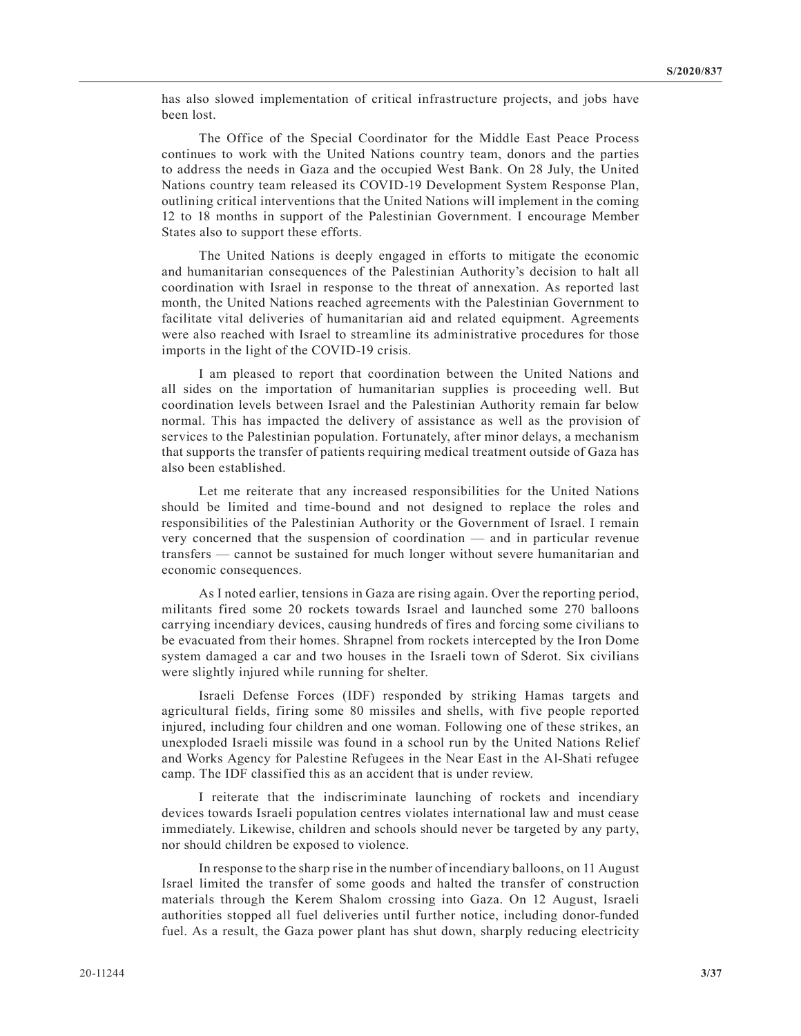has also slowed implementation of critical infrastructure projects, and jobs have been lost.

The Office of the Special Coordinator for the Middle East Peace Process continues to work with the United Nations country team, donors and the parties to address the needs in Gaza and the occupied West Bank. On 28 July, the United Nations country team released its COVID-19 Development System Response Plan, outlining critical interventions that the United Nations will implement in the coming 12 to 18 months in support of the Palestinian Government. I encourage Member States also to support these efforts.

The United Nations is deeply engaged in efforts to mitigate the economic and humanitarian consequences of the Palestinian Authority's decision to halt all coordination with Israel in response to the threat of annexation. As reported last month, the United Nations reached agreements with the Palestinian Government to facilitate vital deliveries of humanitarian aid and related equipment. Agreements were also reached with Israel to streamline its administrative procedures for those imports in the light of the COVID-19 crisis.

I am pleased to report that coordination between the United Nations and all sides on the importation of humanitarian supplies is proceeding well. But coordination levels between Israel and the Palestinian Authority remain far below normal. This has impacted the delivery of assistance as well as the provision of services to the Palestinian population. Fortunately, after minor delays, a mechanism that supports the transfer of patients requiring medical treatment outside of Gaza has also been established.

Let me reiterate that any increased responsibilities for the United Nations should be limited and time-bound and not designed to replace the roles and responsibilities of the Palestinian Authority or the Government of Israel. I remain very concerned that the suspension of coordination — and in particular revenue transfers — cannot be sustained for much longer without severe humanitarian and economic consequences.

As I noted earlier, tensions in Gaza are rising again. Over the reporting period, militants fired some 20 rockets towards Israel and launched some 270 balloons carrying incendiary devices, causing hundreds of fires and forcing some civilians to be evacuated from their homes. Shrapnel from rockets intercepted by the Iron Dome system damaged a car and two houses in the Israeli town of Sderot. Six civilians were slightly injured while running for shelter.

Israeli Defense Forces (IDF) responded by striking Hamas targets and agricultural fields, firing some 80 missiles and shells, with five people reported injured, including four children and one woman. Following one of these strikes, an unexploded Israeli missile was found in a school run by the United Nations Relief and Works Agency for Palestine Refugees in the Near East in the Al-Shati refugee camp. The IDF classified this as an accident that is under review.

I reiterate that the indiscriminate launching of rockets and incendiary devices towards Israeli population centres violates international law and must cease immediately. Likewise, children and schools should never be targeted by any party, nor should children be exposed to violence.

In response to the sharp rise in the number of incendiary balloons, on 11 August Israel limited the transfer of some goods and halted the transfer of construction materials through the Kerem Shalom crossing into Gaza. On 12 August, Israeli authorities stopped all fuel deliveries until further notice, including donor-funded fuel. As a result, the Gaza power plant has shut down, sharply reducing electricity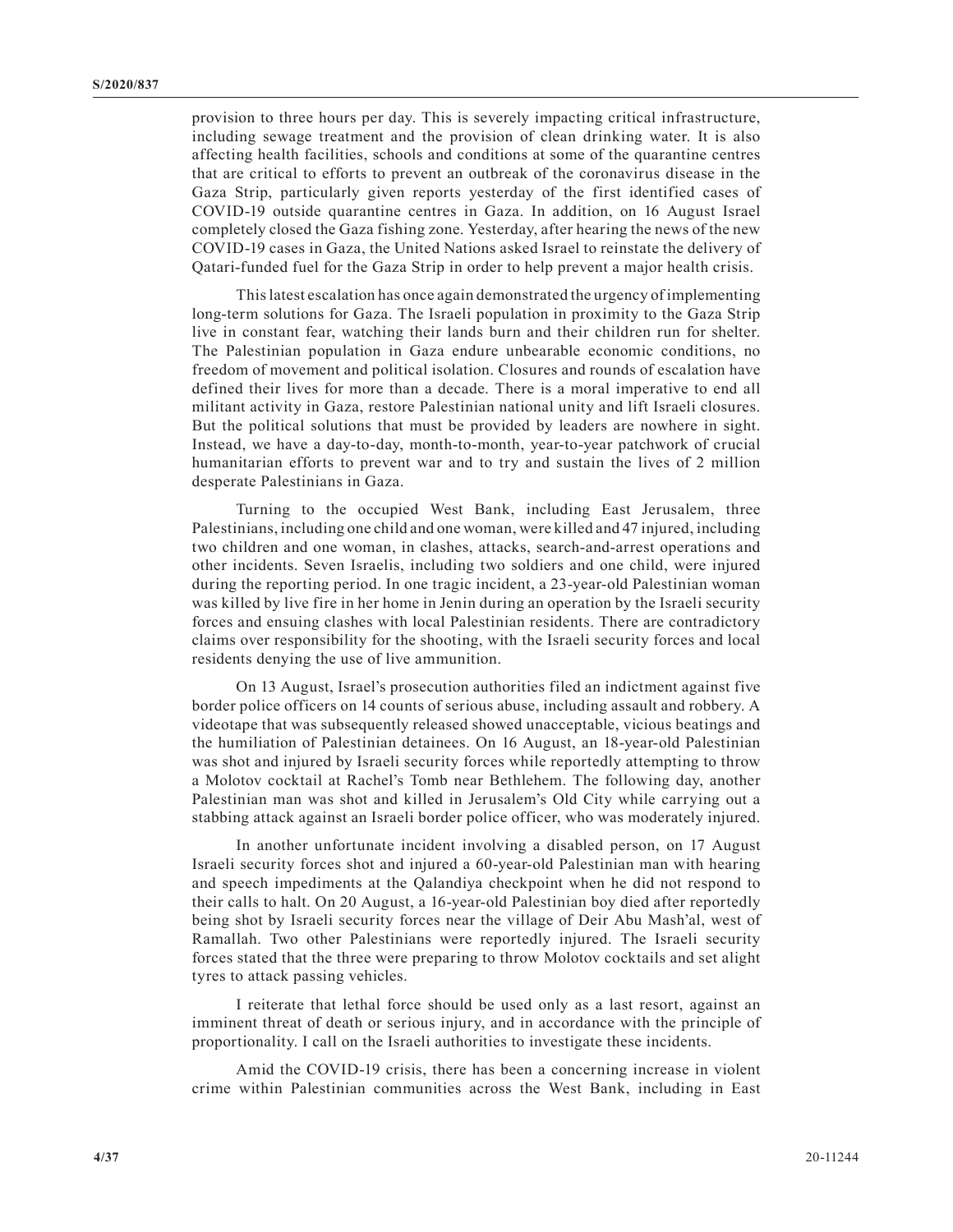provision to three hours per day. This is severely impacting critical infrastructure, including sewage treatment and the provision of clean drinking water. It is also affecting health facilities, schools and conditions at some of the quarantine centres that are critical to efforts to prevent an outbreak of the coronavirus disease in the Gaza Strip, particularly given reports yesterday of the first identified cases of COVID-19 outside quarantine centres in Gaza. In addition, on 16 August Israel completely closed the Gaza fishing zone. Yesterday, after hearing the news of the new COVID-19 cases in Gaza, the United Nations asked Israel to reinstate the delivery of Qatari-funded fuel for the Gaza Strip in order to help prevent a major health crisis.

This latest escalation has once again demonstrated the urgency of implementing long-term solutions for Gaza. The Israeli population in proximity to the Gaza Strip live in constant fear, watching their lands burn and their children run for shelter. The Palestinian population in Gaza endure unbearable economic conditions, no freedom of movement and political isolation. Closures and rounds of escalation have defined their lives for more than a decade. There is a moral imperative to end all militant activity in Gaza, restore Palestinian national unity and lift Israeli closures. But the political solutions that must be provided by leaders are nowhere in sight. Instead, we have a day-to-day, month-to-month, year-to-year patchwork of crucial humanitarian efforts to prevent war and to try and sustain the lives of 2 million desperate Palestinians in Gaza.

Turning to the occupied West Bank, including East Jerusalem, three Palestinians, including one child and one woman, were killed and 47 injured, including two children and one woman, in clashes, attacks, search-and-arrest operations and other incidents. Seven Israelis, including two soldiers and one child, were injured during the reporting period. In one tragic incident, a 23-year-old Palestinian woman was killed by live fire in her home in Jenin during an operation by the Israeli security forces and ensuing clashes with local Palestinian residents. There are contradictory claims over responsibility for the shooting, with the Israeli security forces and local residents denying the use of live ammunition.

On 13 August, Israel's prosecution authorities filed an indictment against five border police officers on 14 counts of serious abuse, including assault and robbery. A videotape that was subsequently released showed unacceptable, vicious beatings and the humiliation of Palestinian detainees. On 16 August, an 18-year-old Palestinian was shot and injured by Israeli security forces while reportedly attempting to throw a Molotov cocktail at Rachel's Tomb near Bethlehem. The following day, another Palestinian man was shot and killed in Jerusalem's Old City while carrying out a stabbing attack against an Israeli border police officer, who was moderately injured.

In another unfortunate incident involving a disabled person, on 17 August Israeli security forces shot and injured a 60-year-old Palestinian man with hearing and speech impediments at the Qalandiya checkpoint when he did not respond to their calls to halt. On 20 August, a 16-year-old Palestinian boy died after reportedly being shot by Israeli security forces near the village of Deir Abu Mash'al, west of Ramallah. Two other Palestinians were reportedly injured. The Israeli security forces stated that the three were preparing to throw Molotov cocktails and set alight tyres to attack passing vehicles.

I reiterate that lethal force should be used only as a last resort, against an imminent threat of death or serious injury, and in accordance with the principle of proportionality. I call on the Israeli authorities to investigate these incidents.

Amid the COVID-19 crisis, there has been a concerning increase in violent crime within Palestinian communities across the West Bank, including in East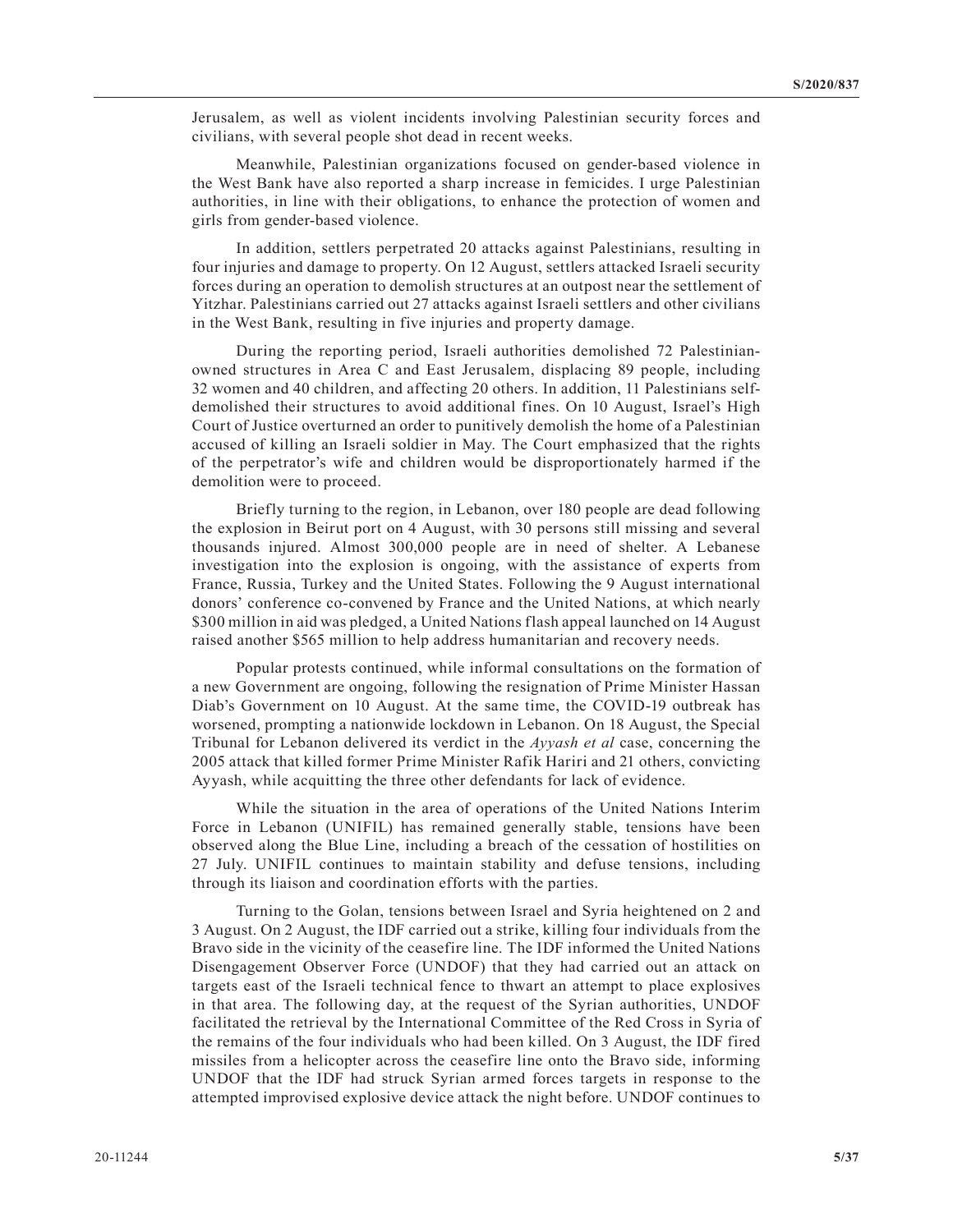Jerusalem, as well as violent incidents involving Palestinian security forces and civilians, with several people shot dead in recent weeks.

Meanwhile, Palestinian organizations focused on gender-based violence in the West Bank have also reported a sharp increase in femicides. I urge Palestinian authorities, in line with their obligations, to enhance the protection of women and girls from gender-based violence.

In addition, settlers perpetrated 20 attacks against Palestinians, resulting in four injuries and damage to property. On 12 August, settlers attacked Israeli security forces during an operation to demolish structures at an outpost near the settlement of Yitzhar. Palestinians carried out 27 attacks against Israeli settlers and other civilians in the West Bank, resulting in five injuries and property damage.

During the reporting period, Israeli authorities demolished 72 Palestinian-owned structures in Area C and East Jerusalem, displacing 89 people, including 32 women and 40 children, and affecting 20 others. In addition, 11 Palestinians self-demolished their structures to avoid additional fines. On 10 August, Israel's High Court of Justice overturned an order to punitively demolish the home of a Palestinian accused of killing an Israeli soldier in May. The Court emphasized that the rights of the perpetrator's wife and children would be disproportionately harmed if the demolition were to proceed.

Briefly turning to the region, in Lebanon, over 180 people are dead following the explosion in Beirut port on 4 August, with 30 persons still missing and several thousands injured. Almost 300,000 people are in need of shelter. A Lebanese investigation into the explosion is ongoing, with the assistance of experts from France, Russia, Turkey and the United States. Following the 9 August international donors' conference co-convened by France and the United Nations, at which nearly \$300 million in aid was pledged, a United Nations flash appeal launched on 14 August raised another \$565 million to help address humanitarian and recovery needs.

Popular protests continued, while informal consultations on the formation of a new Government are ongoing, following the resignation of Prime Minister Hassan Diab's Government on 10 August. At the same time, the COVID-19 outbreak has worsened, prompting a nationwide lockdown in Lebanon. On 18 August, the Special Tribunal for Lebanon delivered its verdict in the *Ayyash et al* case, concerning the 2005 attack that killed former Prime Minister Rafik Hariri and 21 others, convicting Ayyash, while acquitting the three other defendants for lack of evidence.

While the situation in the area of operations of the United Nations Interim Force in Lebanon (UNIFIL) has remained generally stable, tensions have been observed along the Blue Line, including a breach of the cessation of hostilities on 27 July. UNIFIL continues to maintain stability and defuse tensions, including through its liaison and coordination efforts with the parties.

Turning to the Golan, tensions between Israel and Syria heightened on 2 and 3 August. On 2 August, the IDF carried out a strike, killing four individuals from the Bravo side in the vicinity of the ceasefire line. The IDF informed the United Nations Disengagement Observer Force (UNDOF) that they had carried out an attack on targets east of the Israeli technical fence to thwart an attempt to place explosives in that area. The following day, at the request of the Syrian authorities, UNDOF facilitated the retrieval by the International Committee of the Red Cross in Syria of the remains of the four individuals who had been killed. On 3 August, the IDF fired missiles from a helicopter across the ceasefire line onto the Bravo side, informing UNDOF that the IDF had struck Syrian armed forces targets in response to the attempted improvised explosive device attack the night before. UNDOF continues to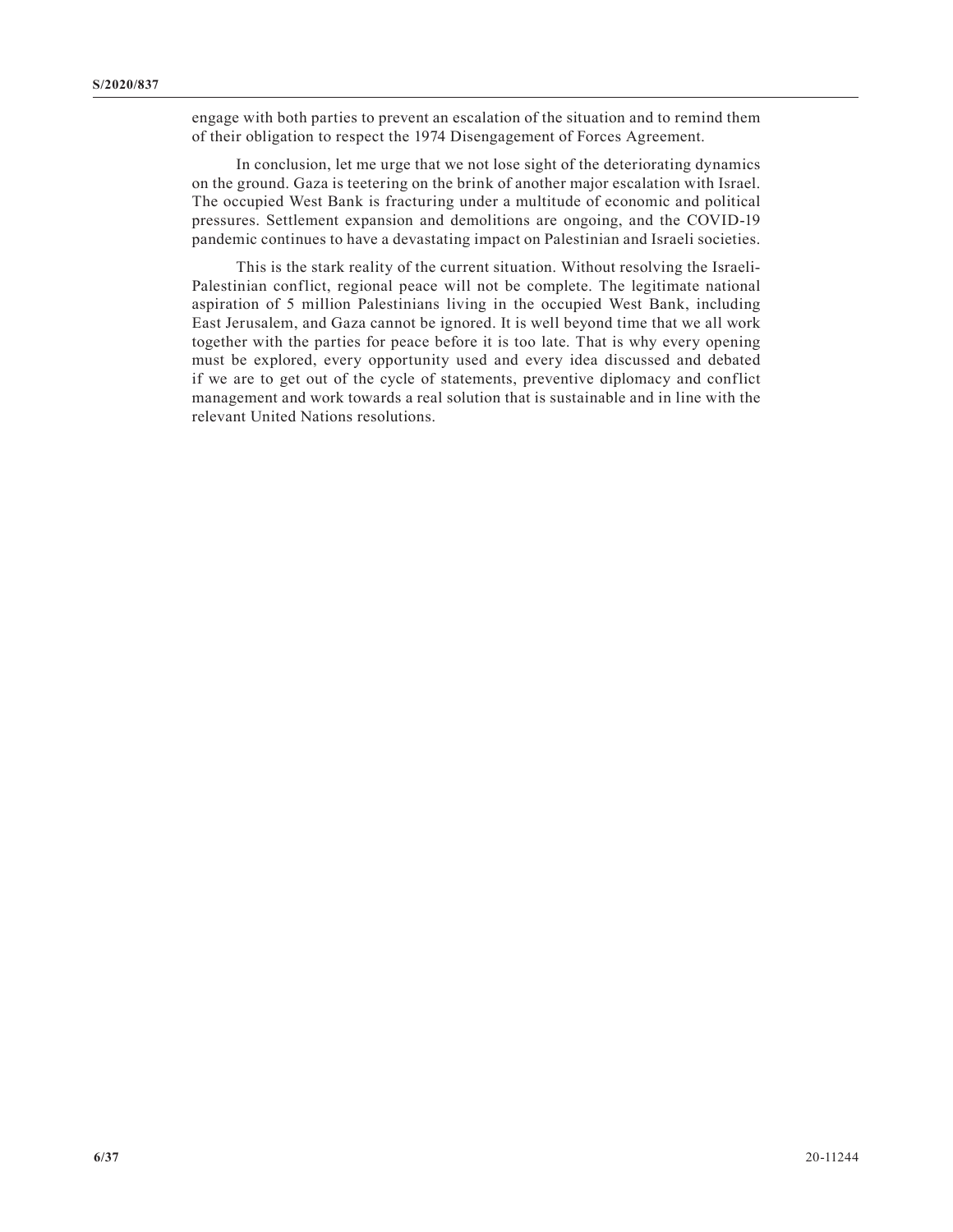engage with both parties to prevent an escalation of the situation and to remind them of their obligation to respect the 1974 Disengagement of Forces Agreement.

In conclusion, let me urge that we not lose sight of the deteriorating dynamics on the ground. Gaza is teetering on the brink of another major escalation with Israel. The occupied West Bank is fracturing under a multitude of economic and political pressures. Settlement expansion and demolitions are ongoing, and the COVID-19 pandemic continues to have a devastating impact on Palestinian and Israeli societies.

This is the stark reality of the current situation. Without resolving the Israeli-Palestinian conflict, regional peace will not be complete. The legitimate national aspiration of 5 million Palestinians living in the occupied West Bank, including East Jerusalem, and Gaza cannot be ignored. It is well beyond time that we all work together with the parties for peace before it is too late. That is why every opening must be explored, every opportunity used and every idea discussed and debated if we are to get out of the cycle of statements, preventive diplomacy and conflict management and work towards a real solution that is sustainable and in line with the relevant United Nations resolutions.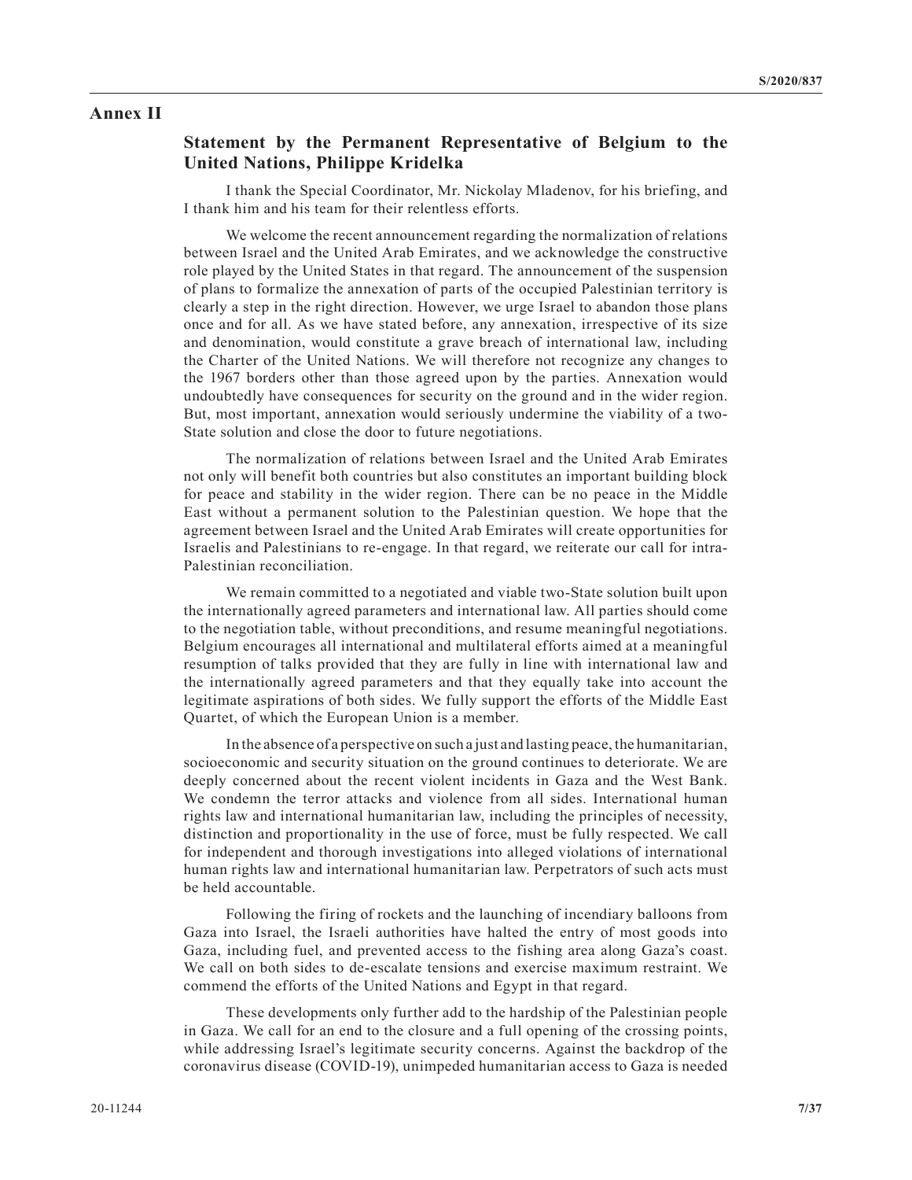## Annex II

### Statement by the Permanent Representative of Belgium to the United Nations, Philippe Kridelka

I thank the Special Coordinator, Mr. Nickolay Mladenov, for his briefing, and I thank him and his team for their relentless efforts.

We welcome the recent announcement regarding the normalization of relations between Israel and the United Arab Emirates, and we acknowledge the constructive role played by the United States in that regard. The announcement of the suspension of plans to formalize the annexation of parts of the occupied Palestinian territory is clearly a step in the right direction. However, we urge Israel to abandon those plans once and for all. As we have stated before, any annexation, irrespective of its size and denomination, would constitute a grave breach of international law, including the Charter of the United Nations. We will therefore not recognize any changes to the 1967 borders other than those agreed upon by the parties. Annexation would undoubtedly have consequences for security on the ground and in the wider region. But, most important, annexation would seriously undermine the viability of a two-State solution and close the door to future negotiations.

The normalization of relations between Israel and the United Arab Emirates not only will benefit both countries but also constitutes an important building block for peace and stability in the wider region. There can be no peace in the Middle East without a permanent solution to the Palestinian question. We hope that the agreement between Israel and the United Arab Emirates will create opportunities for Israelis and Palestinians to re-engage. In that regard, we reiterate our call for intra-Palestinian reconciliation.

We remain committed to a negotiated and viable two-State solution built upon the internationally agreed parameters and international law. All parties should come to the negotiation table, without preconditions, and resume meaningful negotiations. Belgium encourages all international and multilateral efforts aimed at a meaningful resumption of talks provided that they are fully in line with international law and the internationally agreed parameters and that they equally take into account the legitimate aspirations of both sides. We fully support the efforts of the Middle East Quartet, of which the European Union is a member.

In the absence of a perspective on such a just and lasting peace, the humanitarian, socioeconomic and security situation on the ground continues to deteriorate. We are deeply concerned about the recent violent incidents in Gaza and the West Bank. We condemn the terror attacks and violence from all sides. International human rights law and international humanitarian law, including the principles of necessity, distinction and proportionality in the use of force, must be fully respected. We call for independent and thorough investigations into alleged violations of international human rights law and international humanitarian law. Perpetrators of such acts must be held accountable.

Following the firing of rockets and the launching of incendiary balloons from Gaza into Israel, the Israeli authorities have halted the entry of most goods into Gaza, including fuel, and prevented access to the fishing area along Gaza's coast. We call on both sides to de-escalate tensions and exercise maximum restraint. We commend the efforts of the United Nations and Egypt in that regard.

These developments only further add to the hardship of the Palestinian people in Gaza. We call for an end to the closure and a full opening of the crossing points, while addressing Israel's legitimate security concerns. Against the backdrop of the coronavirus disease (COVID-19), unimpeded humanitarian access to Gaza is needed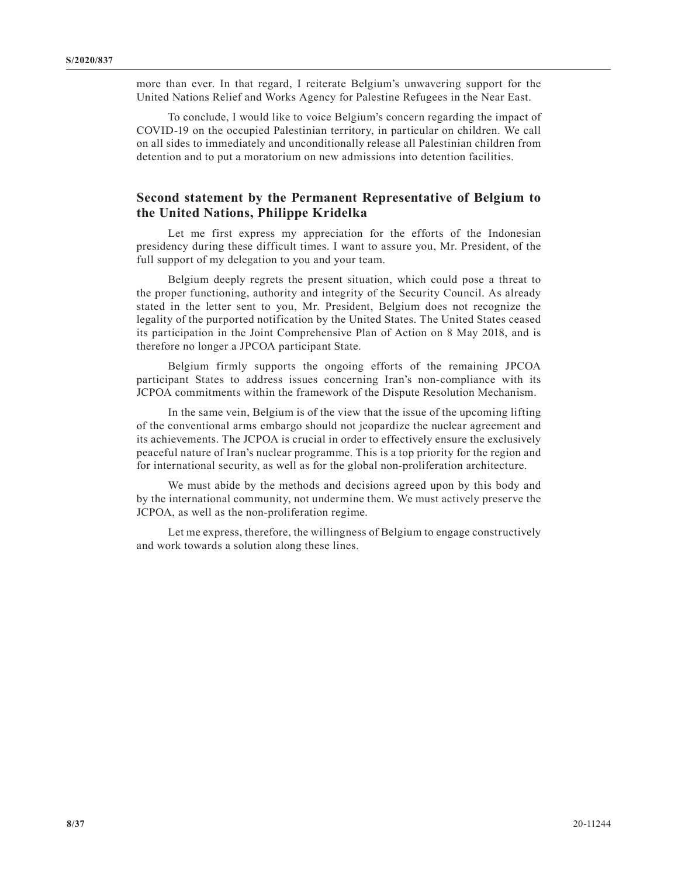more than ever. In that regard, I reiterate Belgium's unwavering support for the United Nations Relief and Works Agency for Palestine Refugees in the Near East.

To conclude, I would like to voice Belgium's concern regarding the impact of COVID-19 on the occupied Palestinian territory, in particular on children. We call on all sides to immediately and unconditionally release all Palestinian children from detention and to put a moratorium on new admissions into detention facilities.

## Second statement by the Permanent Representative of Belgium to the United Nations, Philippe Kridelka

Let me first express my appreciation for the efforts of the Indonesian presidency during these difficult times. I want to assure you, Mr. President, of the full support of my delegation to you and your team.

Belgium deeply regrets the present situation, which could pose a threat to the proper functioning, authority and integrity of the Security Council. As already stated in the letter sent to you, Mr. President, Belgium does not recognize the legality of the purported notification by the United States. The United States ceased its participation in the Joint Comprehensive Plan of Action on 8 May 2018, and is therefore no longer a JPCOA participant State.

Belgium firmly supports the ongoing efforts of the remaining JPCOA participant States to address issues concerning Iran's non-compliance with its JCPOA commitments within the framework of the Dispute Resolution Mechanism.

In the same vein, Belgium is of the view that the issue of the upcoming lifting of the conventional arms embargo should not jeopardize the nuclear agreement and its achievements. The JCPOA is crucial in order to effectively ensure the exclusively peaceful nature of Iran's nuclear programme. This is a top priority for the region and for international security, as well as for the global non-proliferation architecture.

We must abide by the methods and decisions agreed upon by this body and by the international community, not undermine them. We must actively preserve the JCPOA, as well as the non-proliferation regime.

Let me express, therefore, the willingness of Belgium to engage constructively and work towards a solution along these lines.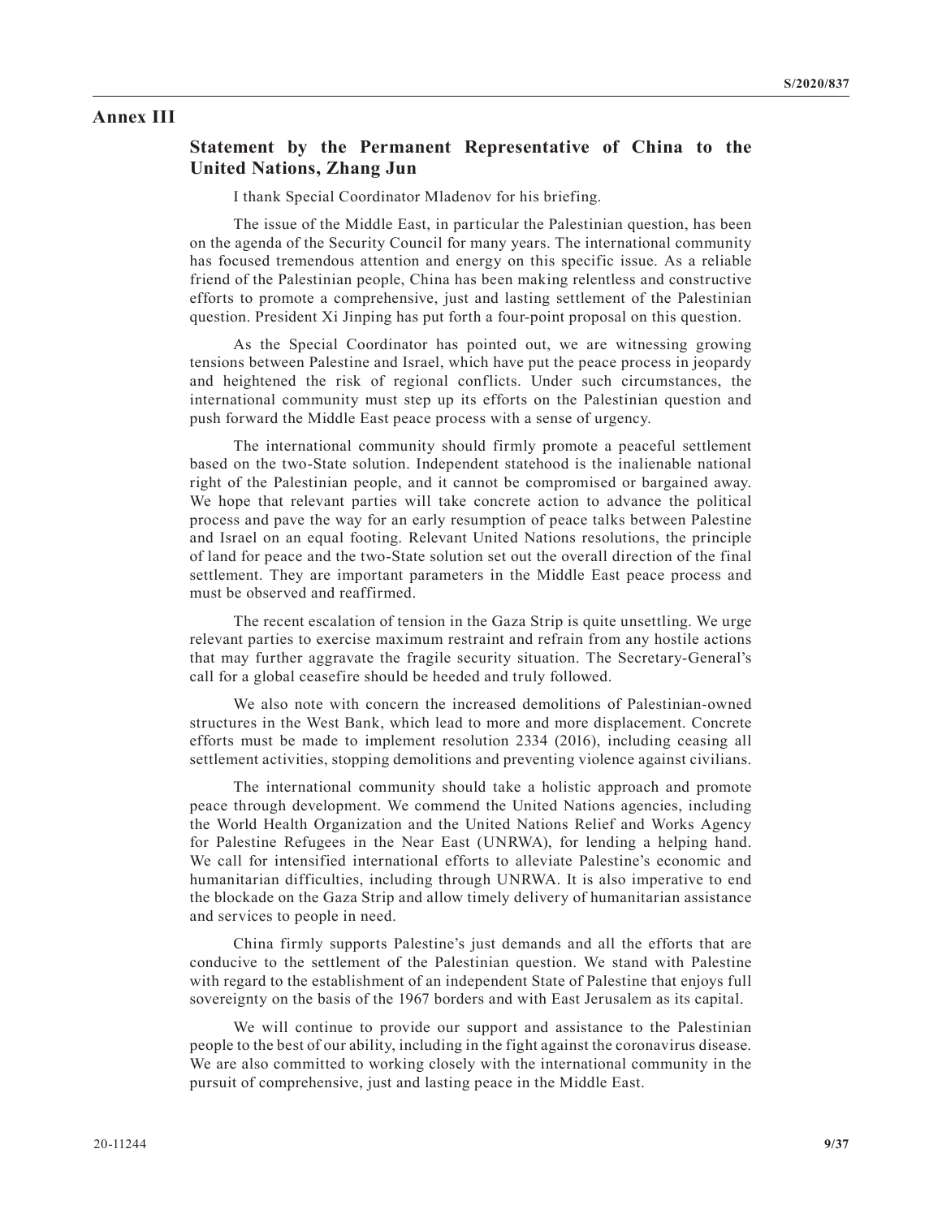## Annex III

### Statement by the Permanent Representative of China to the United Nations, Zhang Jun

I thank Special Coordinator Mladenov for his briefing.

The issue of the Middle East, in particular the Palestinian question, has been on the agenda of the Security Council for many years. The international community has focused tremendous attention and energy on this specific issue. As a reliable friend of the Palestinian people, China has been making relentless and constructive efforts to promote a comprehensive, just and lasting settlement of the Palestinian question. President Xi Jinping has put forth a four-point proposal on this question.

As the Special Coordinator has pointed out, we are witnessing growing tensions between Palestine and Israel, which have put the peace process in jeopardy and heightened the risk of regional conflicts. Under such circumstances, the international community must step up its efforts on the Palestinian question and push forward the Middle East peace process with a sense of urgency.

The international community should firmly promote a peaceful settlement based on the two-State solution. Independent statehood is the inalienable national right of the Palestinian people, and it cannot be compromised or bargained away. We hope that relevant parties will take concrete action to advance the political process and pave the way for an early resumption of peace talks between Palestine and Israel on an equal footing. Relevant United Nations resolutions, the principle of land for peace and the two-State solution set out the overall direction of the final settlement. They are important parameters in the Middle East peace process and must be observed and reaffirmed.

The recent escalation of tension in the Gaza Strip is quite unsettling. We urge relevant parties to exercise maximum restraint and refrain from any hostile actions that may further aggravate the fragile security situation. The Secretary-General's call for a global ceasefire should be heeded and truly followed.

We also note with concern the increased demolitions of Palestinian-owned structures in the West Bank, which lead to more and more displacement. Concrete efforts must be made to implement resolution 2334 (2016), including ceasing all settlement activities, stopping demolitions and preventing violence against civilians.

The international community should take a holistic approach and promote peace through development. We commend the United Nations agencies, including the World Health Organization and the United Nations Relief and Works Agency for Palestine Refugees in the Near East (UNRWA), for lending a helping hand. We call for intensified international efforts to alleviate Palestine's economic and humanitarian difficulties, including through UNRWA. It is also imperative to end the blockade on the Gaza Strip and allow timely delivery of humanitarian assistance and services to people in need.

China firmly supports Palestine's just demands and all the efforts that are conducive to the settlement of the Palestinian question. We stand with Palestine with regard to the establishment of an independent State of Palestine that enjoys full sovereignty on the basis of the 1967 borders and with East Jerusalem as its capital.

We will continue to provide our support and assistance to the Palestinian people to the best of our ability, including in the fight against the coronavirus disease. We are also committed to working closely with the international community in the pursuit of comprehensive, just and lasting peace in the Middle East.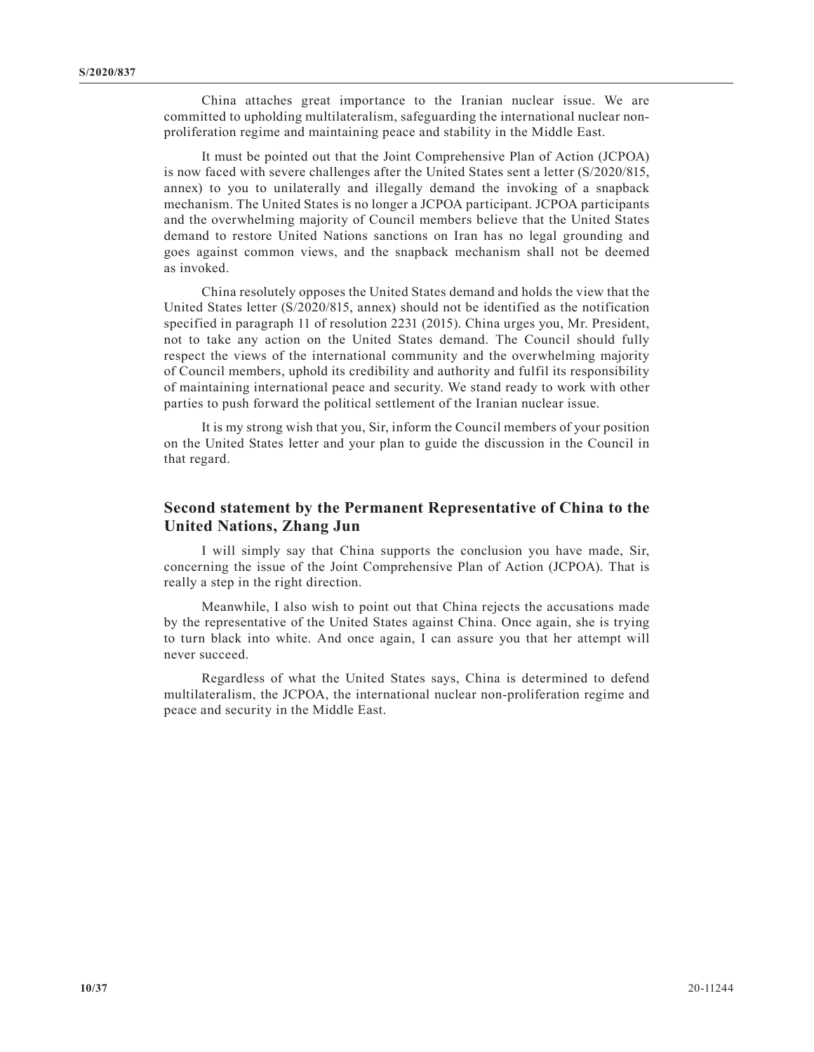China attaches great importance to the Iranian nuclear issue. We are committed to upholding multilateralism, safeguarding the international nuclear non-proliferation regime and maintaining peace and stability in the Middle East.

It must be pointed out that the Joint Comprehensive Plan of Action (JCPOA) is now faced with severe challenges after the United States sent a letter (S/2020/815, annex) to you to unilaterally and illegally demand the invoking of a snapback mechanism. The United States is no longer a JCPOA participant. JCPOA participants and the overwhelming majority of Council members believe that the United States demand to restore United Nations sanctions on Iran has no legal grounding and goes against common views, and the snapback mechanism shall not be deemed as invoked.

China resolutely opposes the United States demand and holds the view that the United States letter (S/2020/815, annex) should not be identified as the notification specified in paragraph 11 of resolution 2231 (2015). China urges you, Mr. President, not to take any action on the United States demand. The Council should fully respect the views of the international community and the overwhelming majority of Council members, uphold its credibility and authority and fulfil its responsibility of maintaining international peace and security. We stand ready to work with other parties to push forward the political settlement of the Iranian nuclear issue.

It is my strong wish that you, Sir, inform the Council members of your position on the United States letter and your plan to guide the discussion in the Council in that regard.

## Second statement by the Permanent Representative of China to the United Nations, Zhang Jun

I will simply say that China supports the conclusion you have made, Sir, concerning the issue of the Joint Comprehensive Plan of Action (JCPOA). That is really a step in the right direction.

Meanwhile, I also wish to point out that China rejects the accusations made by the representative of the United States against China. Once again, she is trying to turn black into white. And once again, I can assure you that her attempt will never succeed.

Regardless of what the United States says, China is determined to defend multilateralism, the JCPOA, the international nuclear non-proliferation regime and peace and security in the Middle East.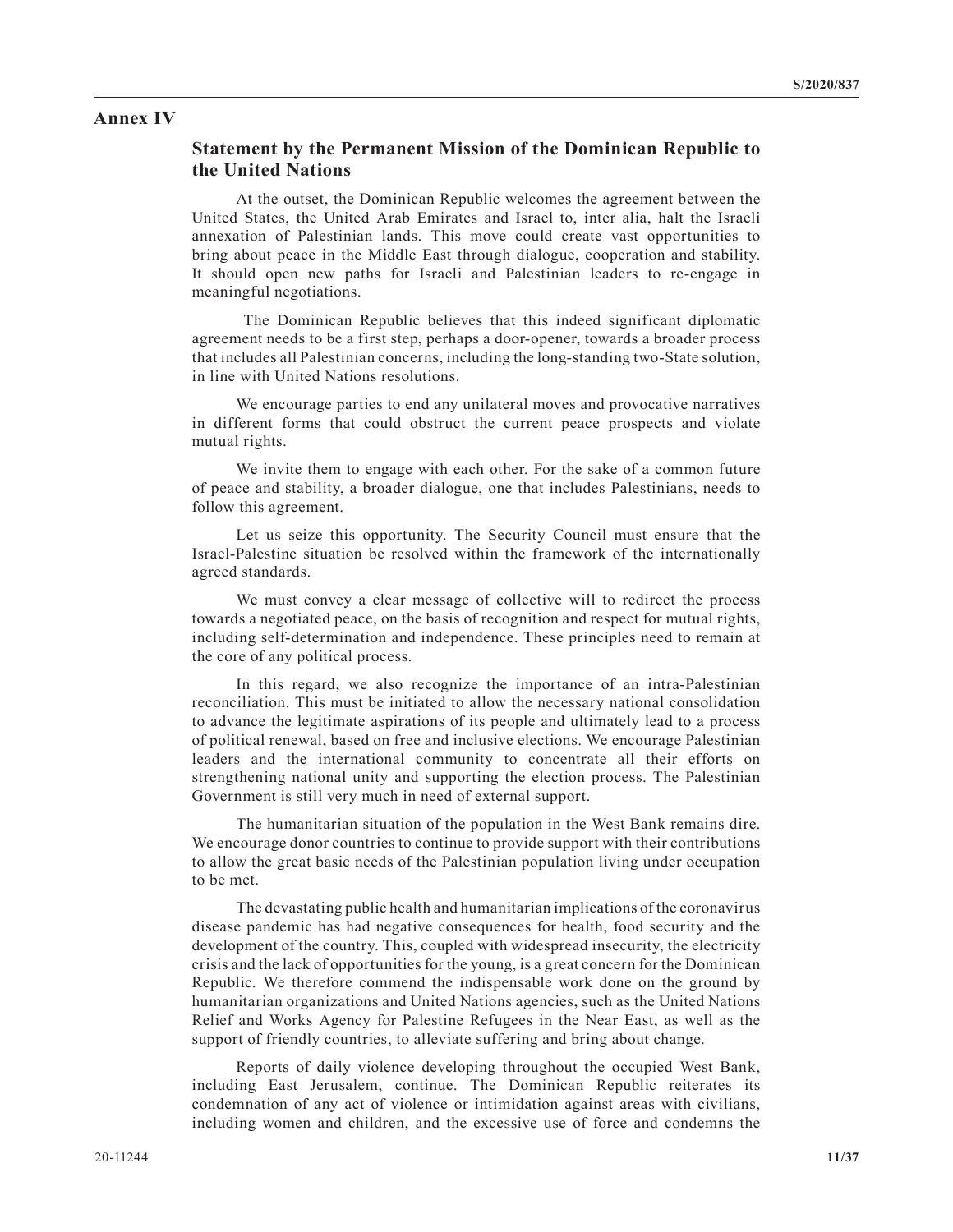# Annex IV

## Statement by the Permanent Mission of the Dominican Republic to the United Nations

At the outset, the Dominican Republic welcomes the agreement between the United States, the United Arab Emirates and Israel to, inter alia, halt the Israeli annexation of Palestinian lands. This move could create vast opportunities to bring about peace in the Middle East through dialogue, cooperation and stability. It should open new paths for Israeli and Palestinian leaders to re-engage in meaningful negotiations.

The Dominican Republic believes that this indeed significant diplomatic agreement needs to be a first step, perhaps a door-opener, towards a broader process that includes all Palestinian concerns, including the long-standing two-State solution, in line with United Nations resolutions.

We encourage parties to end any unilateral moves and provocative narratives in different forms that could obstruct the current peace prospects and violate mutual rights.

We invite them to engage with each other. For the sake of a common future of peace and stability, a broader dialogue, one that includes Palestinians, needs to follow this agreement.

Let us seize this opportunity. The Security Council must ensure that the Israel-Palestine situation be resolved within the framework of the internationally agreed standards.

We must convey a clear message of collective will to redirect the process towards a negotiated peace, on the basis of recognition and respect for mutual rights, including self-determination and independence. These principles need to remain at the core of any political process.

In this regard, we also recognize the importance of an intra-Palestinian reconciliation. This must be initiated to allow the necessary national consolidation to advance the legitimate aspirations of its people and ultimately lead to a process of political renewal, based on free and inclusive elections. We encourage Palestinian leaders and the international community to concentrate all their efforts on strengthening national unity and supporting the election process. The Palestinian Government is still very much in need of external support.

The humanitarian situation of the population in the West Bank remains dire. We encourage donor countries to continue to provide support with their contributions to allow the great basic needs of the Palestinian population living under occupation to be met.

The devastating public health and humanitarian implications of the coronavirus disease pandemic has had negative consequences for health, food security and the development of the country. This, coupled with widespread insecurity, the electricity crisis and the lack of opportunities for the young, is a great concern for the Dominican Republic. We therefore commend the indispensable work done on the ground by humanitarian organizations and United Nations agencies, such as the United Nations Relief and Works Agency for Palestine Refugees in the Near East, as well as the support of friendly countries, to alleviate suffering and bring about change.

Reports of daily violence developing throughout the occupied West Bank, including East Jerusalem, continue. The Dominican Republic reiterates its condemnation of any act of violence or intimidation against areas with civilians, including women and children, and the excessive use of force and condemns the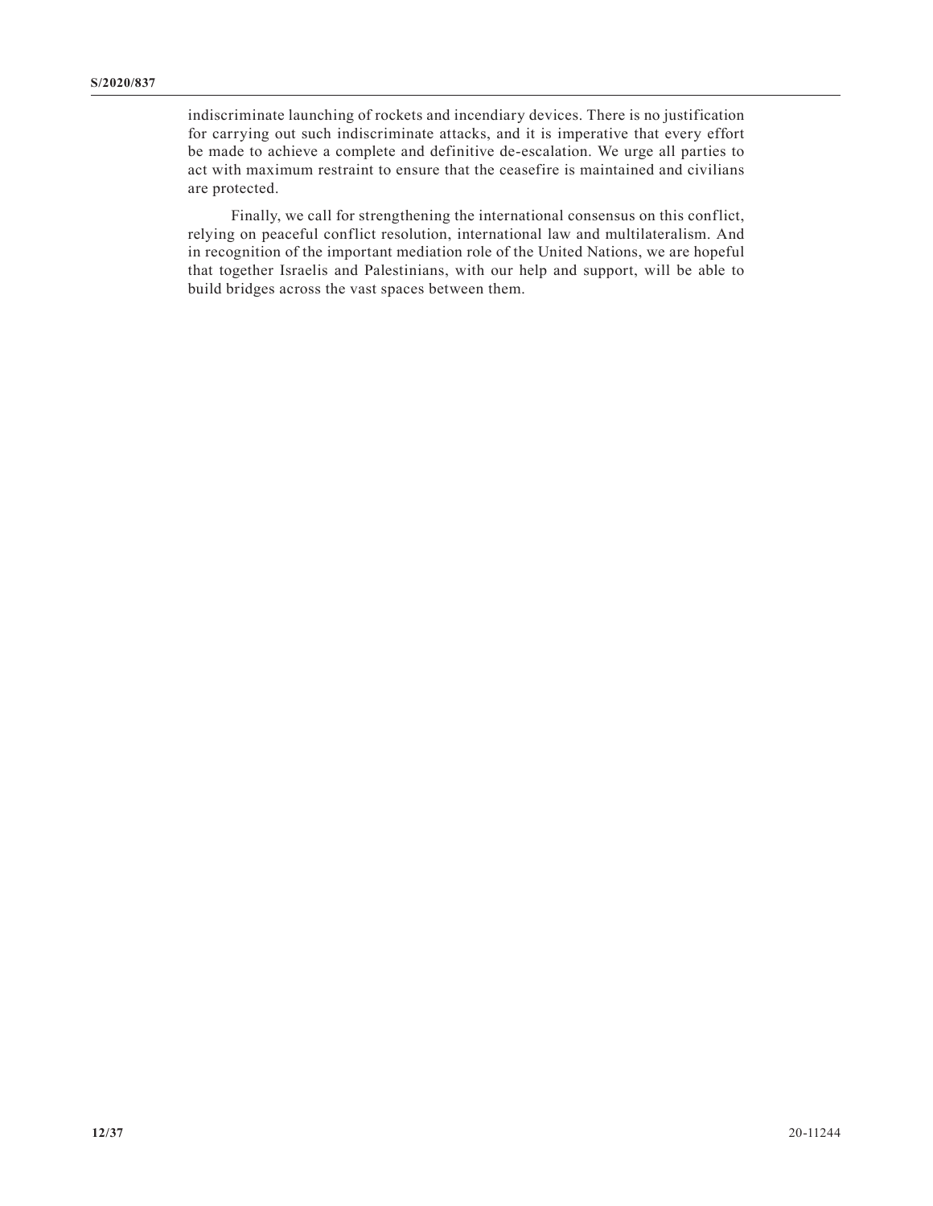indiscriminate launching of rockets and incendiary devices. There is no justification for carrying out such indiscriminate attacks, and it is imperative that every effort be made to achieve a complete and definitive de-escalation. We urge all parties to act with maximum restraint to ensure that the ceasefire is maintained and civilians are protected.

Finally, we call for strengthening the international consensus on this conflict, relying on peaceful conflict resolution, international law and multilateralism. And in recognition of the important mediation role of the United Nations, we are hopeful that together Israelis and Palestinians, with our help and support, will be able to build bridges across the vast spaces between them.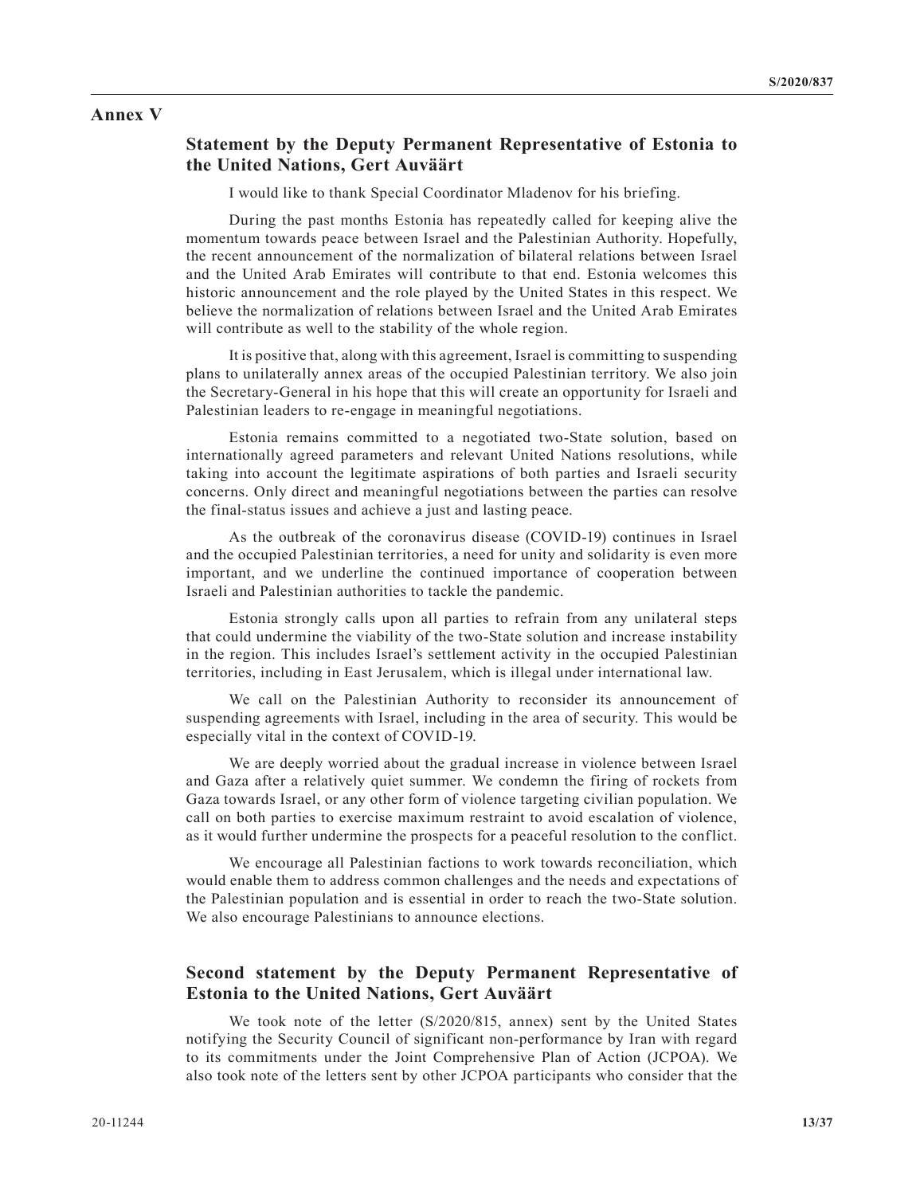## Annex V

### Statement by the Deputy Permanent Representative of Estonia to the United Nations, Gert Auväärt

I would like to thank Special Coordinator Mladenov for his briefing.

During the past months Estonia has repeatedly called for keeping alive the momentum towards peace between Israel and the Palestinian Authority. Hopefully, the recent announcement of the normalization of bilateral relations between Israel and the United Arab Emirates will contribute to that end. Estonia welcomes this historic announcement and the role played by the United States in this respect. We believe the normalization of relations between Israel and the United Arab Emirates will contribute as well to the stability of the whole region.

It is positive that, along with this agreement, Israel is committing to suspending plans to unilaterally annex areas of the occupied Palestinian territory. We also join the Secretary-General in his hope that this will create an opportunity for Israeli and Palestinian leaders to re-engage in meaningful negotiations.

Estonia remains committed to a negotiated two-State solution, based on internationally agreed parameters and relevant United Nations resolutions, while taking into account the legitimate aspirations of both parties and Israeli security concerns. Only direct and meaningful negotiations between the parties can resolve the final-status issues and achieve a just and lasting peace.

As the outbreak of the coronavirus disease (COVID-19) continues in Israel and the occupied Palestinian territories, a need for unity and solidarity is even more important, and we underline the continued importance of cooperation between Israeli and Palestinian authorities to tackle the pandemic.

Estonia strongly calls upon all parties to refrain from any unilateral steps that could undermine the viability of the two-State solution and increase instability in the region. This includes Israel's settlement activity in the occupied Palestinian territories, including in East Jerusalem, which is illegal under international law.

We call on the Palestinian Authority to reconsider its announcement of suspending agreements with Israel, including in the area of security. This would be especially vital in the context of COVID-19.

We are deeply worried about the gradual increase in violence between Israel and Gaza after a relatively quiet summer. We condemn the firing of rockets from Gaza towards Israel, or any other form of violence targeting civilian population. We call on both parties to exercise maximum restraint to avoid escalation of violence, as it would further undermine the prospects for a peaceful resolution to the conflict.

We encourage all Palestinian factions to work towards reconciliation, which would enable them to address common challenges and the needs and expectations of the Palestinian population and is essential in order to reach the two-State solution. We also encourage Palestinians to announce elections.

### Second statement by the Deputy Permanent Representative of Estonia to the United Nations, Gert Auväärt

We took note of the letter (S/2020/815, annex) sent by the United States notifying the Security Council of significant non-performance by Iran with regard to its commitments under the Joint Comprehensive Plan of Action (JCPOA). We also took note of the letters sent by other JCPOA participants who consider that the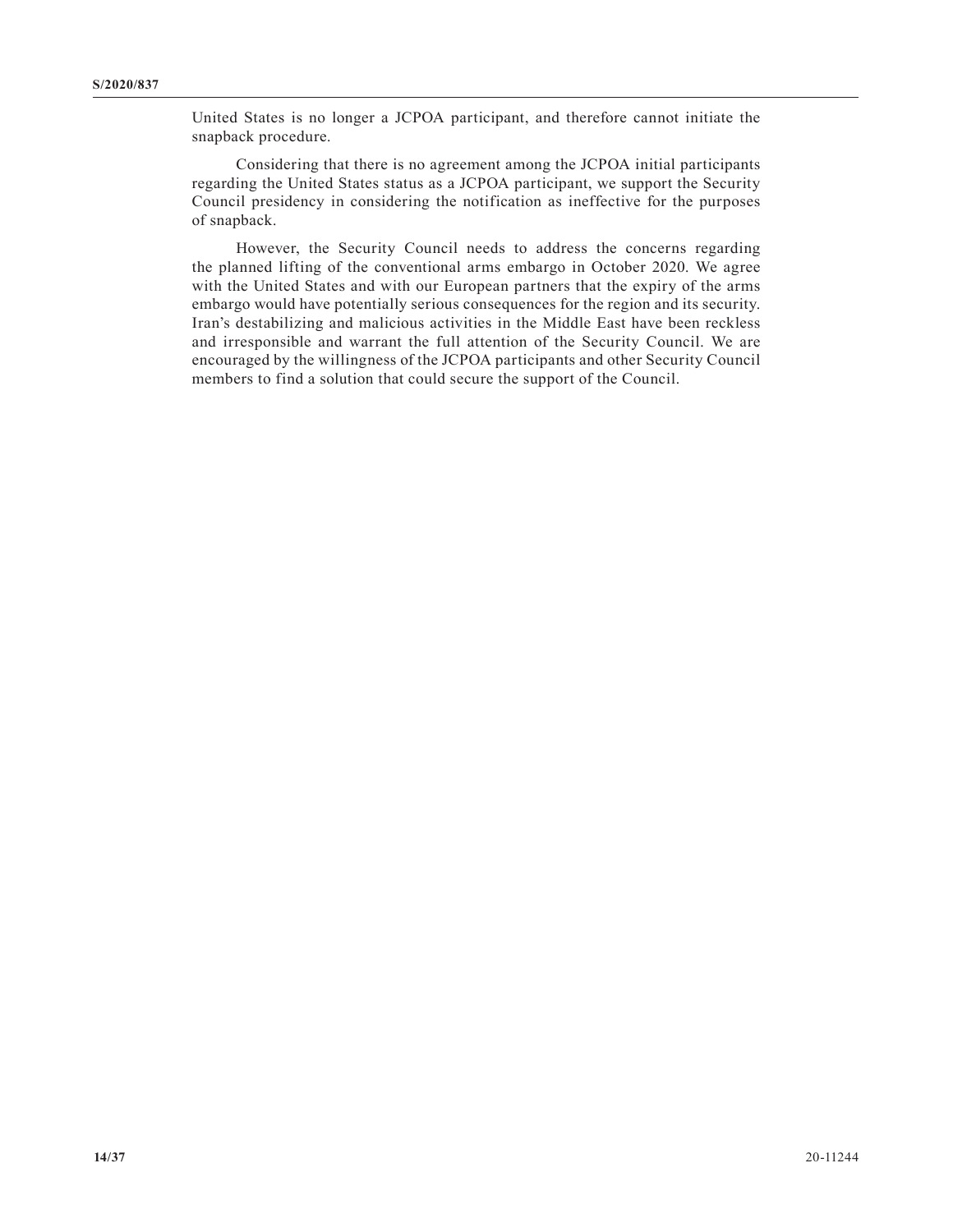United States is no longer a JCPOA participant, and therefore cannot initiate the snapback procedure.

Considering that there is no agreement among the JCPOA initial participants regarding the United States status as a JCPOA participant, we support the Security Council presidency in considering the notification as ineffective for the purposes of snapback.

However, the Security Council needs to address the concerns regarding the planned lifting of the conventional arms embargo in October 2020. We agree with the United States and with our European partners that the expiry of the arms embargo would have potentially serious consequences for the region and its security. Iran's destabilizing and malicious activities in the Middle East have been reckless and irresponsible and warrant the full attention of the Security Council. We are encouraged by the willingness of the JCPOA participants and other Security Council members to find a solution that could secure the support of the Council.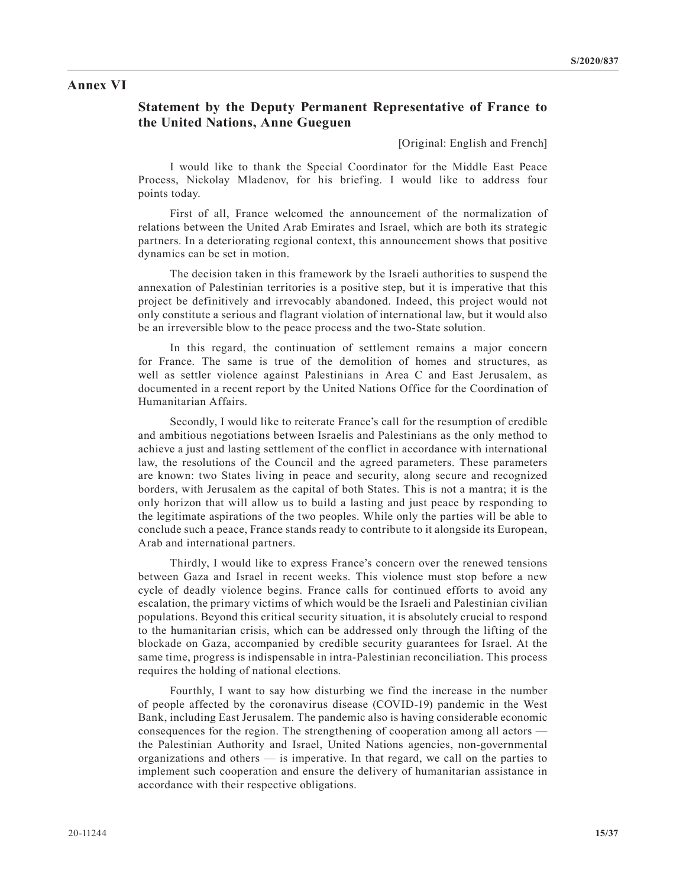## Annex VI

### Statement by the Deputy Permanent Representative of France to the United Nations, Anne Gueguen

[Original: English and French]

I would like to thank the Special Coordinator for the Middle East Peace Process, Nickolay Mladenov, for his briefing. I would like to address four points today.

First of all, France welcomed the announcement of the normalization of relations between the United Arab Emirates and Israel, which are both its strategic partners. In a deteriorating regional context, this announcement shows that positive dynamics can be set in motion.

The decision taken in this framework by the Israeli authorities to suspend the annexation of Palestinian territories is a positive step, but it is imperative that this project be definitively and irrevocably abandoned. Indeed, this project would not only constitute a serious and flagrant violation of international law, but it would also be an irreversible blow to the peace process and the two-State solution.

In this regard, the continuation of settlement remains a major concern for France. The same is true of the demolition of homes and structures, as well as settler violence against Palestinians in Area C and East Jerusalem, as documented in a recent report by the United Nations Office for the Coordination of Humanitarian Affairs.

Secondly, I would like to reiterate France's call for the resumption of credible and ambitious negotiations between Israelis and Palestinians as the only method to achieve a just and lasting settlement of the conflict in accordance with international law, the resolutions of the Council and the agreed parameters. These parameters are known: two States living in peace and security, along secure and recognized borders, with Jerusalem as the capital of both States. This is not a mantra; it is the only horizon that will allow us to build a lasting and just peace by responding to the legitimate aspirations of the two peoples. While only the parties will be able to conclude such a peace, France stands ready to contribute to it alongside its European, Arab and international partners.

Thirdly, I would like to express France's concern over the renewed tensions between Gaza and Israel in recent weeks. This violence must stop before a new cycle of deadly violence begins. France calls for continued efforts to avoid any escalation, the primary victims of which would be the Israeli and Palestinian civilian populations. Beyond this critical security situation, it is absolutely crucial to respond to the humanitarian crisis, which can be addressed only through the lifting of the blockade on Gaza, accompanied by credible security guarantees for Israel. At the same time, progress is indispensable in intra-Palestinian reconciliation. This process requires the holding of national elections.

Fourthly, I want to say how disturbing we find the increase in the number of people affected by the coronavirus disease (COVID-19) pandemic in the West Bank, including East Jerusalem. The pandemic also is having considerable economic consequences for the region. The strengthening of cooperation among all actors — the Palestinian Authority and Israel, United Nations agencies, non-governmental organizations and others — is imperative. In that regard, we call on the parties to implement such cooperation and ensure the delivery of humanitarian assistance in accordance with their respective obligations.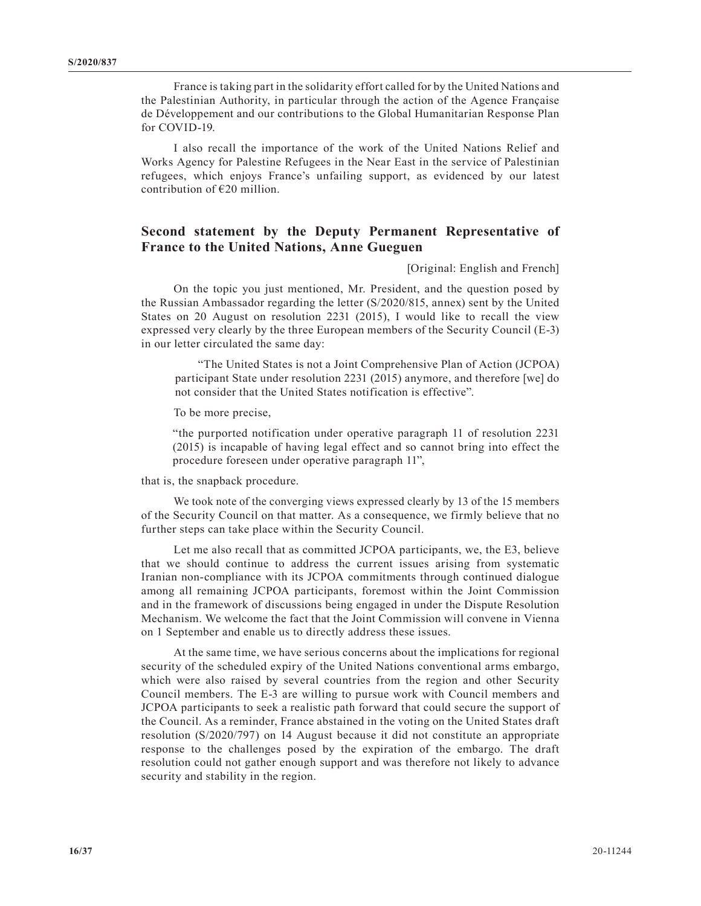France is taking part in the solidarity effort called for by the United Nations and the Palestinian Authority, in particular through the action of the Agence Française de Développement and our contributions to the Global Humanitarian Response Plan for COVID-19.

I also recall the importance of the work of the United Nations Relief and Works Agency for Palestine Refugees in the Near East in the service of Palestinian refugees, which enjoys France's unfailing support, as evidenced by our latest contribution of €20 million.

## Second statement by the Deputy Permanent Representative of France to the United Nations, Anne Gueguen

[Original: English and French]

On the topic you just mentioned, Mr. President, and the question posed by the Russian Ambassador regarding the letter (S/2020/815, annex) sent by the United States on 20 August on resolution 2231 (2015), I would like to recall the view expressed very clearly by the three European members of the Security Council (E-3) in our letter circulated the same day:

> "The United States is not a Joint Comprehensive Plan of Action (JCPOA) participant State under resolution 2231 (2015) anymore, and therefore [we] do not consider that the United States notification is effective".

To be more precise,

> "the purported notification under operative paragraph 11 of resolution 2231 (2015) is incapable of having legal effect and so cannot bring into effect the procedure foreseen under operative paragraph 11",

that is, the snapback procedure.

We took note of the converging views expressed clearly by 13 of the 15 members of the Security Council on that matter. As a consequence, we firmly believe that no further steps can take place within the Security Council.

Let me also recall that as committed JCPOA participants, we, the E3, believe that we should continue to address the current issues arising from systematic Iranian non-compliance with its JCPOA commitments through continued dialogue among all remaining JCPOA participants, foremost within the Joint Commission and in the framework of discussions being engaged in under the Dispute Resolution Mechanism. We welcome the fact that the Joint Commission will convene in Vienna on 1 September and enable us to directly address these issues.

At the same time, we have serious concerns about the implications for regional security of the scheduled expiry of the United Nations conventional arms embargo, which were also raised by several countries from the region and other Security Council members. The E-3 are willing to pursue work with Council members and JCPOA participants to seek a realistic path forward that could secure the support of the Council. As a reminder, France abstained in the voting on the United States draft resolution (S/2020/797) on 14 August because it did not constitute an appropriate response to the challenges posed by the expiration of the embargo. The draft resolution could not gather enough support and was therefore not likely to advance security and stability in the region.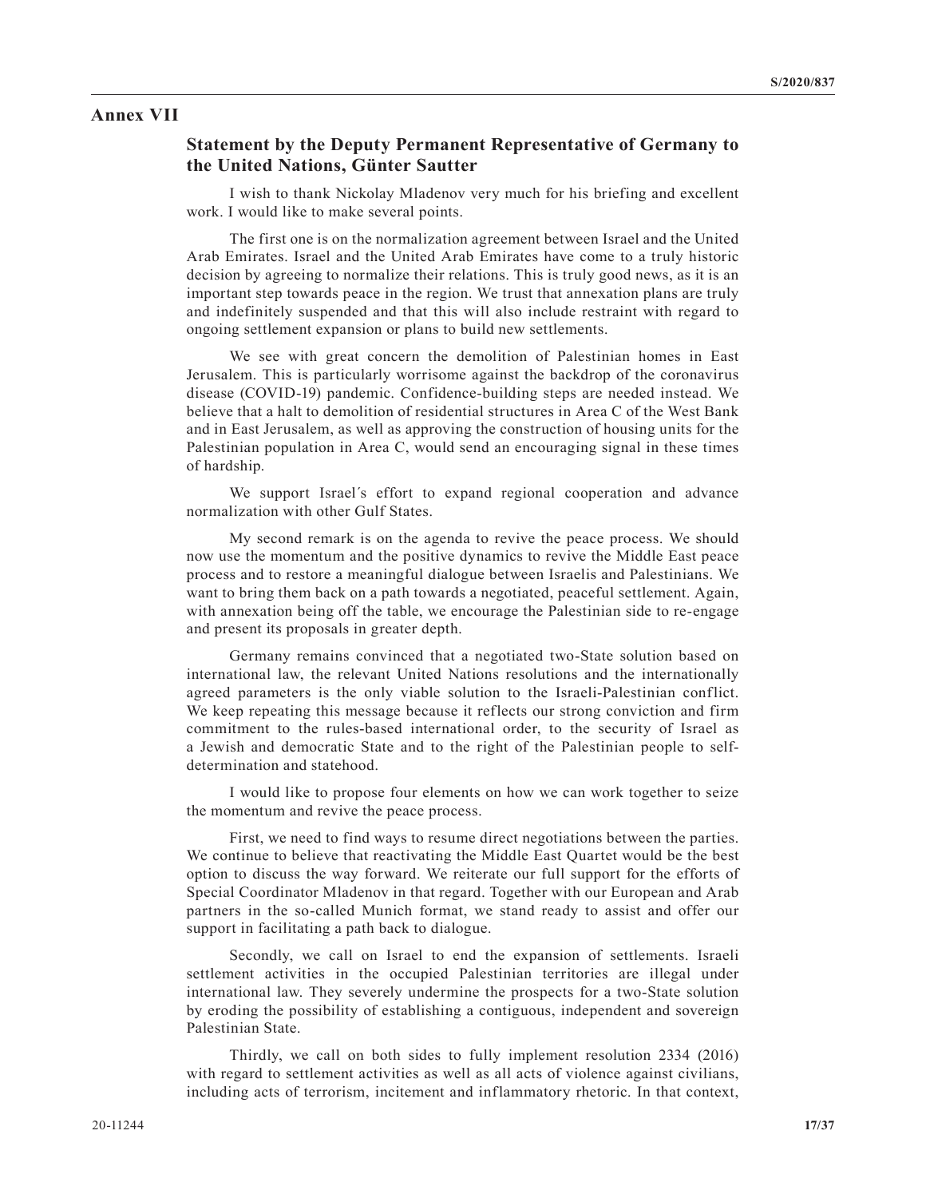# Annex VII

## Statement by the Deputy Permanent Representative of Germany to the United Nations, Günter Sautter

I wish to thank Nickolay Mladenov very much for his briefing and excellent work. I would like to make several points.

The first one is on the normalization agreement between Israel and the United Arab Emirates. Israel and the United Arab Emirates have come to a truly historic decision by agreeing to normalize their relations. This is truly good news, as it is an important step towards peace in the region. We trust that annexation plans are truly and indefinitely suspended and that this will also include restraint with regard to ongoing settlement expansion or plans to build new settlements.

We see with great concern the demolition of Palestinian homes in East Jerusalem. This is particularly worrisome against the backdrop of the coronavirus disease (COVID-19) pandemic. Confidence-building steps are needed instead. We believe that a halt to demolition of residential structures in Area C of the West Bank and in East Jerusalem, as well as approving the construction of housing units for the Palestinian population in Area C, would send an encouraging signal in these times of hardship.

We support Israel´s effort to expand regional cooperation and advance normalization with other Gulf States.

My second remark is on the agenda to revive the peace process. We should now use the momentum and the positive dynamics to revive the Middle East peace process and to restore a meaningful dialogue between Israelis and Palestinians. We want to bring them back on a path towards a negotiated, peaceful settlement. Again, with annexation being off the table, we encourage the Palestinian side to re-engage and present its proposals in greater depth.

Germany remains convinced that a negotiated two-State solution based on international law, the relevant United Nations resolutions and the internationally agreed parameters is the only viable solution to the Israeli-Palestinian conflict. We keep repeating this message because it reflects our strong conviction and firm commitment to the rules-based international order, to the security of Israel as a Jewish and democratic State and to the right of the Palestinian people to self-determination and statehood.

I would like to propose four elements on how we can work together to seize the momentum and revive the peace process.

First, we need to find ways to resume direct negotiations between the parties. We continue to believe that reactivating the Middle East Quartet would be the best option to discuss the way forward. We reiterate our full support for the efforts of Special Coordinator Mladenov in that regard. Together with our European and Arab partners in the so-called Munich format, we stand ready to assist and offer our support in facilitating a path back to dialogue.

Secondly, we call on Israel to end the expansion of settlements. Israeli settlement activities in the occupied Palestinian territories are illegal under international law. They severely undermine the prospects for a two-State solution by eroding the possibility of establishing a contiguous, independent and sovereign Palestinian State.

Thirdly, we call on both sides to fully implement resolution 2334 (2016) with regard to settlement activities as well as all acts of violence against civilians, including acts of terrorism, incitement and inflammatory rhetoric. In that context,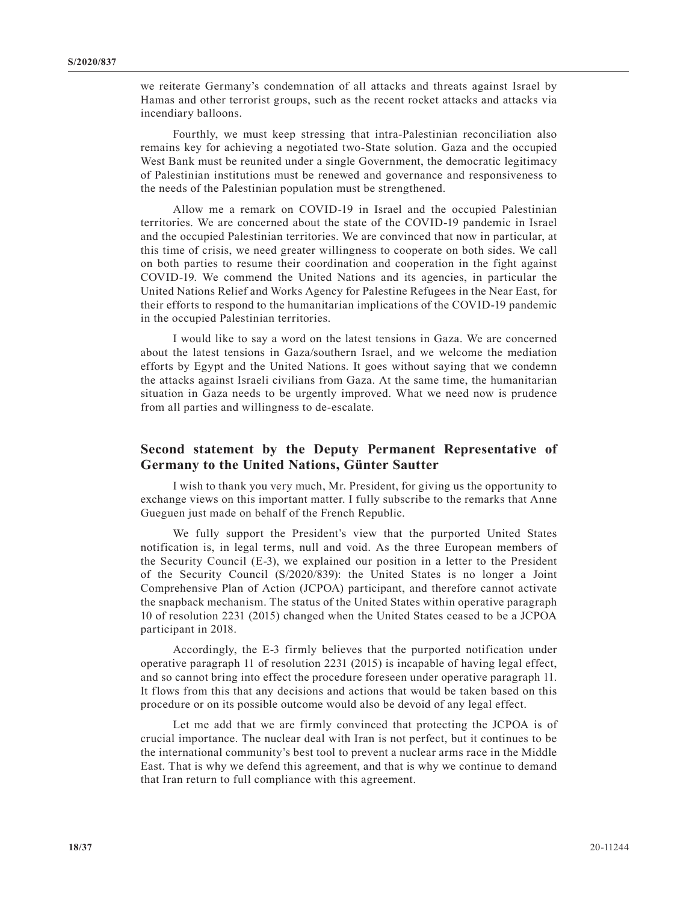we reiterate Germany's condemnation of all attacks and threats against Israel by Hamas and other terrorist groups, such as the recent rocket attacks and attacks via incendiary balloons.

Fourthly, we must keep stressing that intra-Palestinian reconciliation also remains key for achieving a negotiated two-State solution. Gaza and the occupied West Bank must be reunited under a single Government, the democratic legitimacy of Palestinian institutions must be renewed and governance and responsiveness to the needs of the Palestinian population must be strengthened.

Allow me a remark on COVID-19 in Israel and the occupied Palestinian territories. We are concerned about the state of the COVID-19 pandemic in Israel and the occupied Palestinian territories. We are convinced that now in particular, at this time of crisis, we need greater willingness to cooperate on both sides. We call on both parties to resume their coordination and cooperation in the fight against COVID-19. We commend the United Nations and its agencies, in particular the United Nations Relief and Works Agency for Palestine Refugees in the Near East, for their efforts to respond to the humanitarian implications of the COVID-19 pandemic in the occupied Palestinian territories.

I would like to say a word on the latest tensions in Gaza. We are concerned about the latest tensions in Gaza/southern Israel, and we welcome the mediation efforts by Egypt and the United Nations. It goes without saying that we condemn the attacks against Israeli civilians from Gaza. At the same time, the humanitarian situation in Gaza needs to be urgently improved. What we need now is prudence from all parties and willingness to de-escalate.

## Second statement by the Deputy Permanent Representative of Germany to the United Nations, Günter Sautter

I wish to thank you very much, Mr. President, for giving us the opportunity to exchange views on this important matter. I fully subscribe to the remarks that Anne Gueguen just made on behalf of the French Republic.

We fully support the President's view that the purported United States notification is, in legal terms, null and void. As the three European members of the Security Council (E-3), we explained our position in a letter to the President of the Security Council (S/2020/839): the United States is no longer a Joint Comprehensive Plan of Action (JCPOA) participant, and therefore cannot activate the snapback mechanism. The status of the United States within operative paragraph 10 of resolution 2231 (2015) changed when the United States ceased to be a JCPOA participant in 2018.

Accordingly, the E-3 firmly believes that the purported notification under operative paragraph 11 of resolution 2231 (2015) is incapable of having legal effect, and so cannot bring into effect the procedure foreseen under operative paragraph 11. It flows from this that any decisions and actions that would be taken based on this procedure or on its possible outcome would also be devoid of any legal effect.

Let me add that we are firmly convinced that protecting the JCPOA is of crucial importance. The nuclear deal with Iran is not perfect, but it continues to be the international community's best tool to prevent a nuclear arms race in the Middle East. That is why we defend this agreement, and that is why we continue to demand that Iran return to full compliance with this agreement.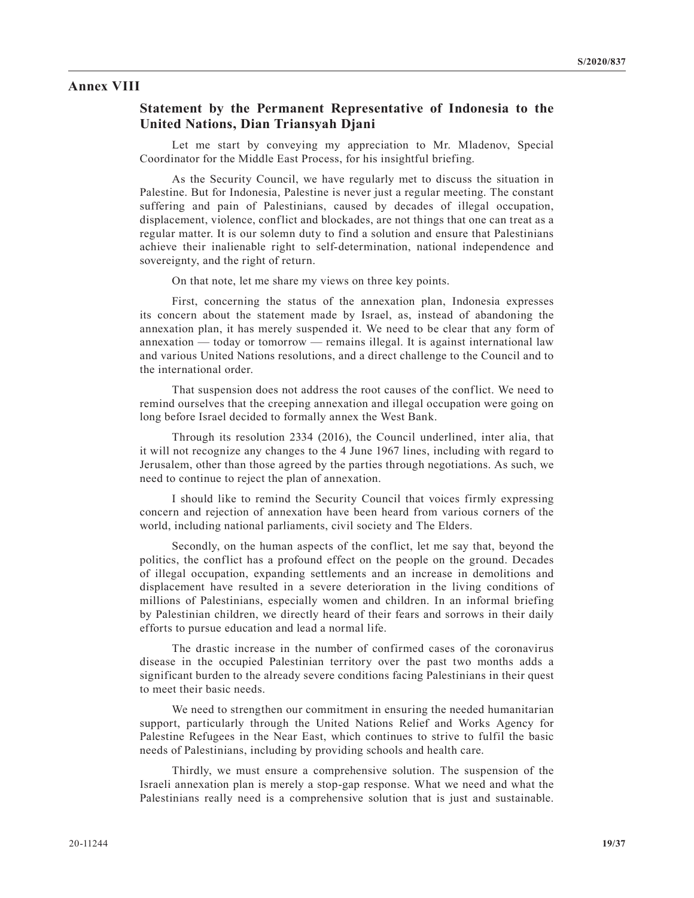## Annex VIII

### Statement by the Permanent Representative of Indonesia to the United Nations, Dian Triansyah Djani

Let me start by conveying my appreciation to Mr. Mladenov, Special Coordinator for the Middle East Process, for his insightful briefing.

As the Security Council, we have regularly met to discuss the situation in Palestine. But for Indonesia, Palestine is never just a regular meeting. The constant suffering and pain of Palestinians, caused by decades of illegal occupation, displacement, violence, conflict and blockades, are not things that one can treat as a regular matter. It is our solemn duty to find a solution and ensure that Palestinians achieve their inalienable right to self-determination, national independence and sovereignty, and the right of return.

On that note, let me share my views on three key points.

First, concerning the status of the annexation plan, Indonesia expresses its concern about the statement made by Israel, as, instead of abandoning the annexation plan, it has merely suspended it. We need to be clear that any form of annexation — today or tomorrow — remains illegal. It is against international law and various United Nations resolutions, and a direct challenge to the Council and to the international order.

That suspension does not address the root causes of the conflict. We need to remind ourselves that the creeping annexation and illegal occupation were going on long before Israel decided to formally annex the West Bank.

Through its resolution 2334 (2016), the Council underlined, inter alia, that it will not recognize any changes to the 4 June 1967 lines, including with regard to Jerusalem, other than those agreed by the parties through negotiations. As such, we need to continue to reject the plan of annexation.

I should like to remind the Security Council that voices firmly expressing concern and rejection of annexation have been heard from various corners of the world, including national parliaments, civil society and The Elders.

Secondly, on the human aspects of the conflict, let me say that, beyond the politics, the conflict has a profound effect on the people on the ground. Decades of illegal occupation, expanding settlements and an increase in demolitions and displacement have resulted in a severe deterioration in the living conditions of millions of Palestinians, especially women and children. In an informal briefing by Palestinian children, we directly heard of their fears and sorrows in their daily efforts to pursue education and lead a normal life.

The drastic increase in the number of confirmed cases of the coronavirus disease in the occupied Palestinian territory over the past two months adds a significant burden to the already severe conditions facing Palestinians in their quest to meet their basic needs.

We need to strengthen our commitment in ensuring the needed humanitarian support, particularly through the United Nations Relief and Works Agency for Palestine Refugees in the Near East, which continues to strive to fulfil the basic needs of Palestinians, including by providing schools and health care.

Thirdly, we must ensure a comprehensive solution. The suspension of the Israeli annexation plan is merely a stop-gap response. What we need and what the Palestinians really need is a comprehensive solution that is just and sustainable.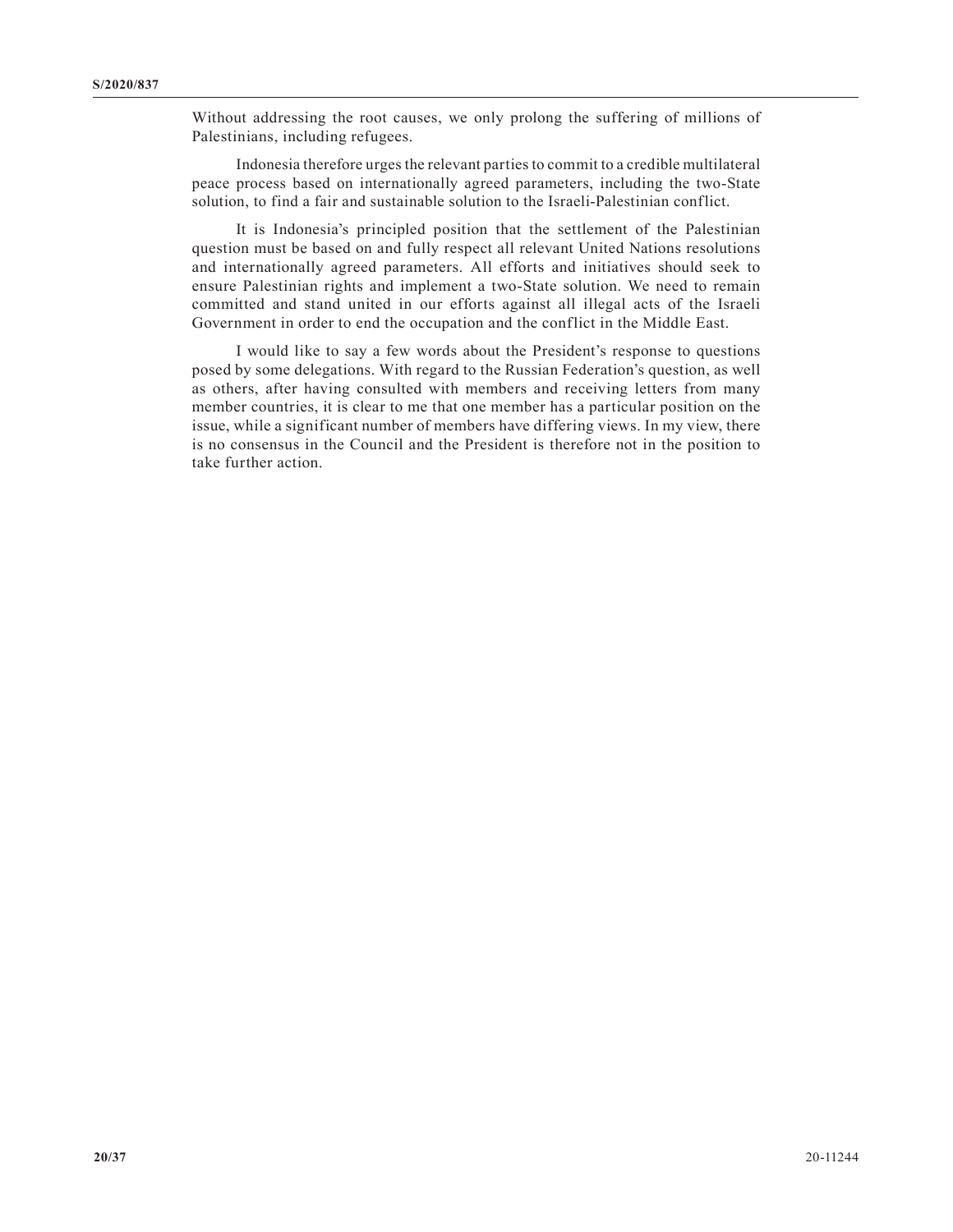Without addressing the root causes, we only prolong the suffering of millions of Palestinians, including refugees.

Indonesia therefore urges the relevant parties to commit to a credible multilateral peace process based on internationally agreed parameters, including the two-State solution, to find a fair and sustainable solution to the Israeli-Palestinian conflict.

It is Indonesia's principled position that the settlement of the Palestinian question must be based on and fully respect all relevant United Nations resolutions and internationally agreed parameters. All efforts and initiatives should seek to ensure Palestinian rights and implement a two-State solution. We need to remain committed and stand united in our efforts against all illegal acts of the Israeli Government in order to end the occupation and the conflict in the Middle East.

I would like to say a few words about the President's response to questions posed by some delegations. With regard to the Russian Federation's question, as well as others, after having consulted with members and receiving letters from many member countries, it is clear to me that one member has a particular position on the issue, while a significant number of members have differing views. In my view, there is no consensus in the Council and the President is therefore not in the position to take further action.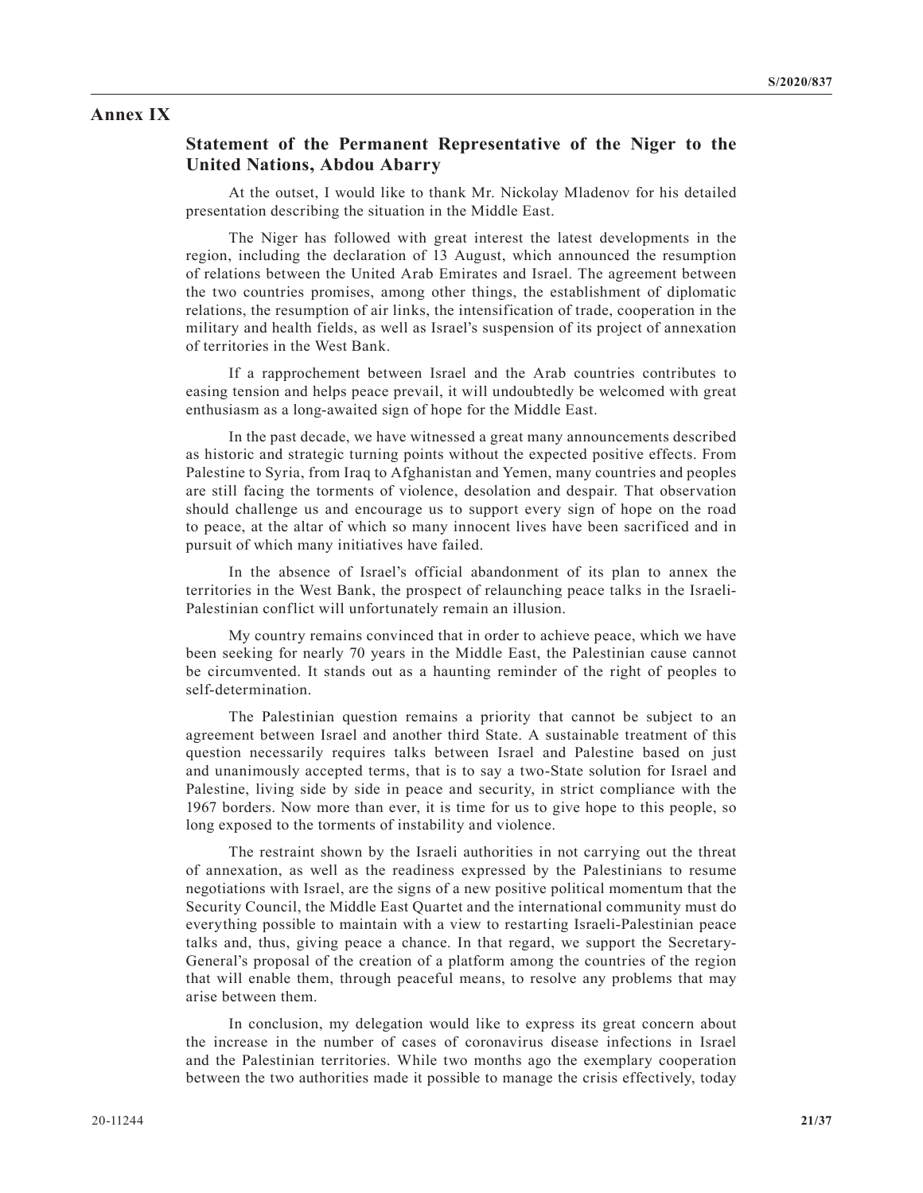## Annex IX

### Statement of the Permanent Representative of the Niger to the United Nations, Abdou Abarry

At the outset, I would like to thank Mr. Nickolay Mladenov for his detailed presentation describing the situation in the Middle East.

The Niger has followed with great interest the latest developments in the region, including the declaration of 13 August, which announced the resumption of relations between the United Arab Emirates and Israel. The agreement between the two countries promises, among other things, the establishment of diplomatic relations, the resumption of air links, the intensification of trade, cooperation in the military and health fields, as well as Israel's suspension of its project of annexation of territories in the West Bank.

If a rapprochement between Israel and the Arab countries contributes to easing tension and helps peace prevail, it will undoubtedly be welcomed with great enthusiasm as a long-awaited sign of hope for the Middle East.

In the past decade, we have witnessed a great many announcements described as historic and strategic turning points without the expected positive effects. From Palestine to Syria, from Iraq to Afghanistan and Yemen, many countries and peoples are still facing the torments of violence, desolation and despair. That observation should challenge us and encourage us to support every sign of hope on the road to peace, at the altar of which so many innocent lives have been sacrificed and in pursuit of which many initiatives have failed.

In the absence of Israel's official abandonment of its plan to annex the territories in the West Bank, the prospect of relaunching peace talks in the Israeli-Palestinian conflict will unfortunately remain an illusion.

My country remains convinced that in order to achieve peace, which we have been seeking for nearly 70 years in the Middle East, the Palestinian cause cannot be circumvented. It stands out as a haunting reminder of the right of peoples to self-determination.

The Palestinian question remains a priority that cannot be subject to an agreement between Israel and another third State. A sustainable treatment of this question necessarily requires talks between Israel and Palestine based on just and unanimously accepted terms, that is to say a two-State solution for Israel and Palestine, living side by side in peace and security, in strict compliance with the 1967 borders. Now more than ever, it is time for us to give hope to this people, so long exposed to the torments of instability and violence.

The restraint shown by the Israeli authorities in not carrying out the threat of annexation, as well as the readiness expressed by the Palestinians to resume negotiations with Israel, are the signs of a new positive political momentum that the Security Council, the Middle East Quartet and the international community must do everything possible to maintain with a view to restarting Israeli-Palestinian peace talks and, thus, giving peace a chance. In that regard, we support the Secretary-General's proposal of the creation of a platform among the countries of the region that will enable them, through peaceful means, to resolve any problems that may arise between them.

In conclusion, my delegation would like to express its great concern about the increase in the number of cases of coronavirus disease infections in Israel and the Palestinian territories. While two months ago the exemplary cooperation between the two authorities made it possible to manage the crisis effectively, today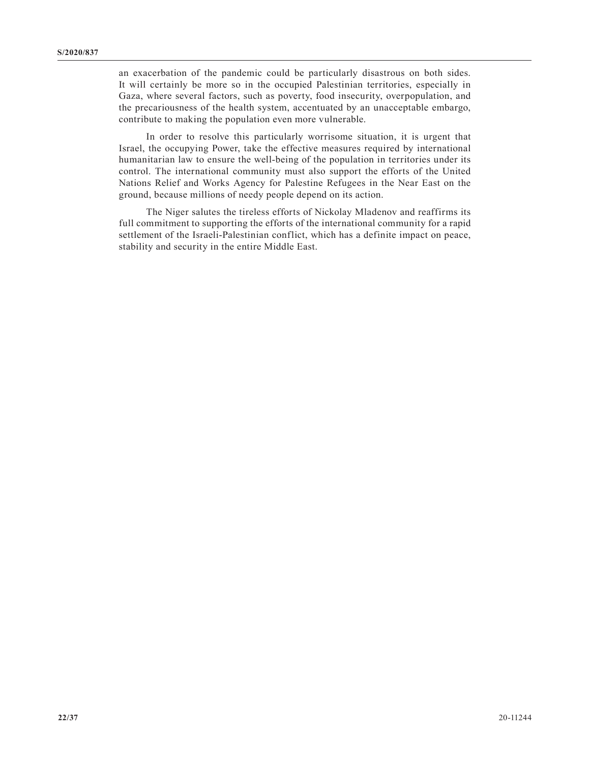an exacerbation of the pandemic could be particularly disastrous on both sides. It will certainly be more so in the occupied Palestinian territories, especially in Gaza, where several factors, such as poverty, food insecurity, overpopulation, and the precariousness of the health system, accentuated by an unacceptable embargo, contribute to making the population even more vulnerable.

In order to resolve this particularly worrisome situation, it is urgent that Israel, the occupying Power, take the effective measures required by international humanitarian law to ensure the well-being of the population in territories under its control. The international community must also support the efforts of the United Nations Relief and Works Agency for Palestine Refugees in the Near East on the ground, because millions of needy people depend on its action.

The Niger salutes the tireless efforts of Nickolay Mladenov and reaffirms its full commitment to supporting the efforts of the international community for a rapid settlement of the Israeli-Palestinian conflict, which has a definite impact on peace, stability and security in the entire Middle East.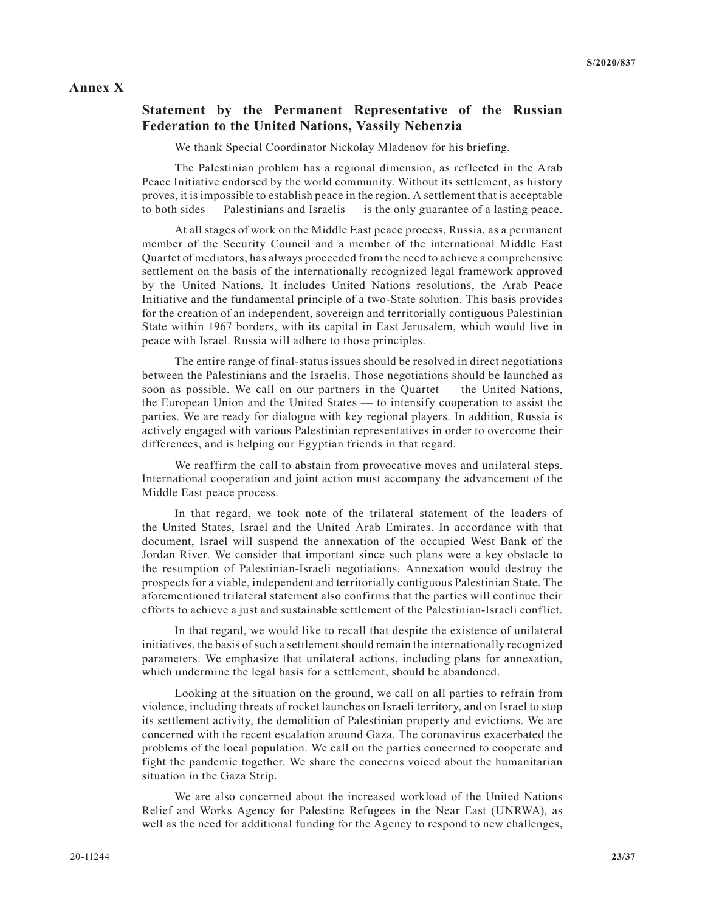## Annex X

### Statement by the Permanent Representative of the Russian Federation to the United Nations, Vassily Nebenzia

We thank Special Coordinator Nickolay Mladenov for his briefing.

The Palestinian problem has a regional dimension, as reflected in the Arab Peace Initiative endorsed by the world community. Without its settlement, as history proves, it is impossible to establish peace in the region. A settlement that is acceptable to both sides — Palestinians and Israelis — is the only guarantee of a lasting peace.

At all stages of work on the Middle East peace process, Russia, as a permanent member of the Security Council and a member of the international Middle East Quartet of mediators, has always proceeded from the need to achieve a comprehensive settlement on the basis of the internationally recognized legal framework approved by the United Nations. It includes United Nations resolutions, the Arab Peace Initiative and the fundamental principle of a two-State solution. This basis provides for the creation of an independent, sovereign and territorially contiguous Palestinian State within 1967 borders, with its capital in East Jerusalem, which would live in peace with Israel. Russia will adhere to those principles.

The entire range of final-status issues should be resolved in direct negotiations between the Palestinians and the Israelis. Those negotiations should be launched as soon as possible. We call on our partners in the Quartet — the United Nations, the European Union and the United States — to intensify cooperation to assist the parties. We are ready for dialogue with key regional players. In addition, Russia is actively engaged with various Palestinian representatives in order to overcome their differences, and is helping our Egyptian friends in that regard.

We reaffirm the call to abstain from provocative moves and unilateral steps. International cooperation and joint action must accompany the advancement of the Middle East peace process.

In that regard, we took note of the trilateral statement of the leaders of the United States, Israel and the United Arab Emirates. In accordance with that document, Israel will suspend the annexation of the occupied West Bank of the Jordan River. We consider that important since such plans were a key obstacle to the resumption of Palestinian-Israeli negotiations. Annexation would destroy the prospects for a viable, independent and territorially contiguous Palestinian State. The aforementioned trilateral statement also confirms that the parties will continue their efforts to achieve a just and sustainable settlement of the Palestinian-Israeli conflict.

In that regard, we would like to recall that despite the existence of unilateral initiatives, the basis of such a settlement should remain the internationally recognized parameters. We emphasize that unilateral actions, including plans for annexation, which undermine the legal basis for a settlement, should be abandoned.

Looking at the situation on the ground, we call on all parties to refrain from violence, including threats of rocket launches on Israeli territory, and on Israel to stop its settlement activity, the demolition of Palestinian property and evictions. We are concerned with the recent escalation around Gaza. The coronavirus exacerbated the problems of the local population. We call on the parties concerned to cooperate and fight the pandemic together. We share the concerns voiced about the humanitarian situation in the Gaza Strip.

We are also concerned about the increased workload of the United Nations Relief and Works Agency for Palestine Refugees in the Near East (UNRWA), as well as the need for additional funding for the Agency to respond to new challenges,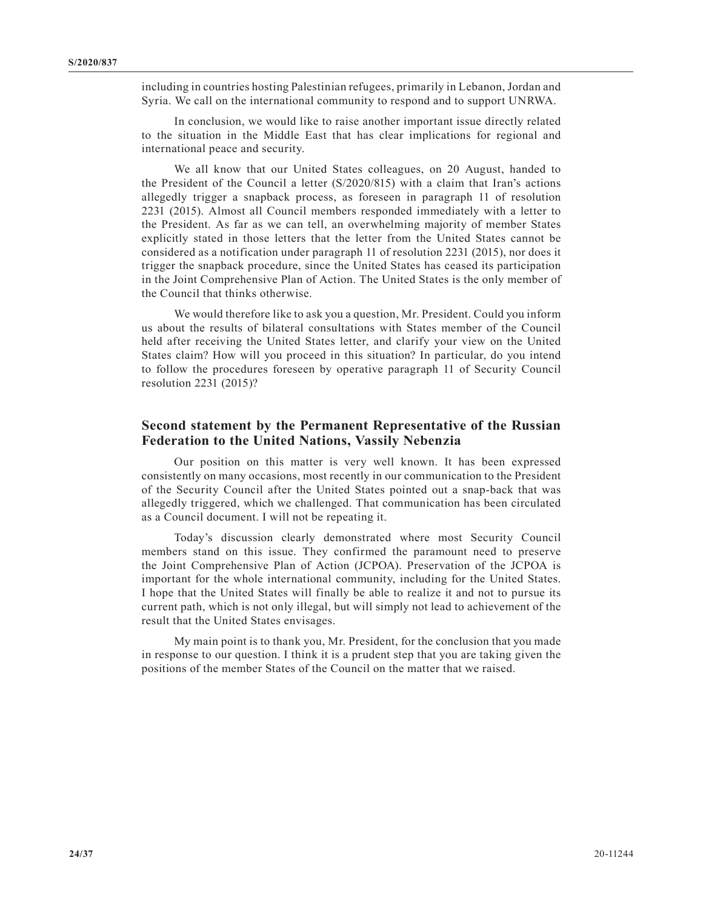including in countries hosting Palestinian refugees, primarily in Lebanon, Jordan and Syria. We call on the international community to respond and to support UNRWA.

In conclusion, we would like to raise another important issue directly related to the situation in the Middle East that has clear implications for regional and international peace and security.

We all know that our United States colleagues, on 20 August, handed to the President of the Council a letter (S/2020/815) with a claim that Iran's actions allegedly trigger a snapback process, as foreseen in paragraph 11 of resolution 2231 (2015). Almost all Council members responded immediately with a letter to the President. As far as we can tell, an overwhelming majority of member States explicitly stated in those letters that the letter from the United States cannot be considered as a notification under paragraph 11 of resolution 2231 (2015), nor does it trigger the snapback procedure, since the United States has ceased its participation in the Joint Comprehensive Plan of Action. The United States is the only member of the Council that thinks otherwise.

We would therefore like to ask you a question, Mr. President. Could you inform us about the results of bilateral consultations with States member of the Council held after receiving the United States letter, and clarify your view on the United States claim? How will you proceed in this situation? In particular, do you intend to follow the procedures foreseen by operative paragraph 11 of Security Council resolution 2231 (2015)?

## Second statement by the Permanent Representative of the Russian Federation to the United Nations, Vassily Nebenzia

Our position on this matter is very well known. It has been expressed consistently on many occasions, most recently in our communication to the President of the Security Council after the United States pointed out a snap-back that was allegedly triggered, which we challenged. That communication has been circulated as a Council document. I will not be repeating it.

Today's discussion clearly demonstrated where most Security Council members stand on this issue. They confirmed the paramount need to preserve the Joint Comprehensive Plan of Action (JCPOA). Preservation of the JCPOA is important for the whole international community, including for the United States. I hope that the United States will finally be able to realize it and not to pursue its current path, which is not only illegal, but will simply not lead to achievement of the result that the United States envisages.

My main point is to thank you, Mr. President, for the conclusion that you made in response to our question. I think it is a prudent step that you are taking given the positions of the member States of the Council on the matter that we raised.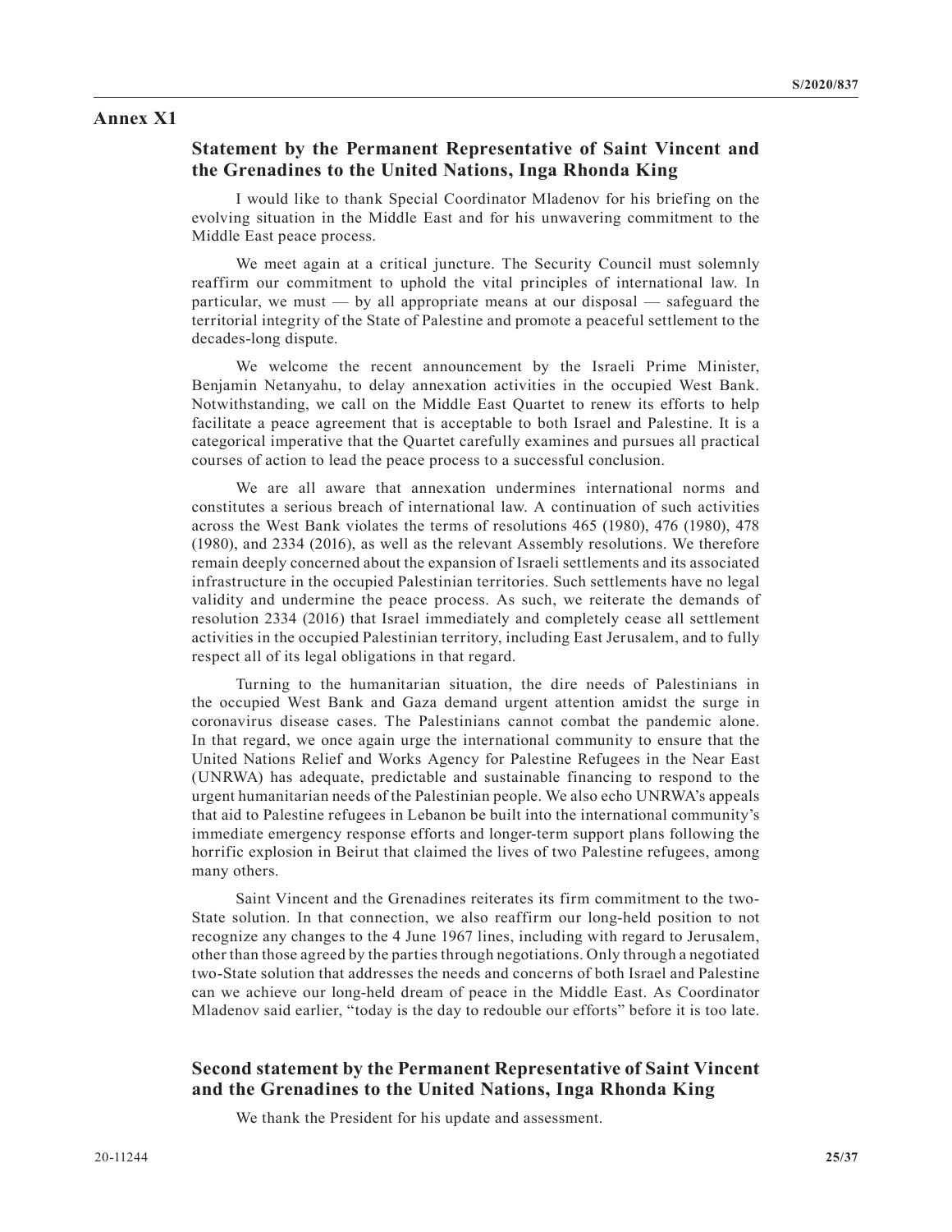# Annex X1

## Statement by the Permanent Representative of Saint Vincent and the Grenadines to the United Nations, Inga Rhonda King

I would like to thank Special Coordinator Mladenov for his briefing on the evolving situation in the Middle East and for his unwavering commitment to the Middle East peace process.

We meet again at a critical juncture. The Security Council must solemnly reaffirm our commitment to uphold the vital principles of international law. In particular, we must — by all appropriate means at our disposal — safeguard the territorial integrity of the State of Palestine and promote a peaceful settlement to the decades-long dispute.

We welcome the recent announcement by the Israeli Prime Minister, Benjamin Netanyahu, to delay annexation activities in the occupied West Bank. Notwithstanding, we call on the Middle East Quartet to renew its efforts to help facilitate a peace agreement that is acceptable to both Israel and Palestine. It is a categorical imperative that the Quartet carefully examines and pursues all practical courses of action to lead the peace process to a successful conclusion.

We are all aware that annexation undermines international norms and constitutes a serious breach of international law. A continuation of such activities across the West Bank violates the terms of resolutions 465 (1980), 476 (1980), 478 (1980), and 2334 (2016), as well as the relevant Assembly resolutions. We therefore remain deeply concerned about the expansion of Israeli settlements and its associated infrastructure in the occupied Palestinian territories. Such settlements have no legal validity and undermine the peace process. As such, we reiterate the demands of resolution 2334 (2016) that Israel immediately and completely cease all settlement activities in the occupied Palestinian territory, including East Jerusalem, and to fully respect all of its legal obligations in that regard.

Turning to the humanitarian situation, the dire needs of Palestinians in the occupied West Bank and Gaza demand urgent attention amidst the surge in coronavirus disease cases. The Palestinians cannot combat the pandemic alone. In that regard, we once again urge the international community to ensure that the United Nations Relief and Works Agency for Palestine Refugees in the Near East (UNRWA) has adequate, predictable and sustainable financing to respond to the urgent humanitarian needs of the Palestinian people. We also echo UNRWA's appeals that aid to Palestine refugees in Lebanon be built into the international community's immediate emergency response efforts and longer-term support plans following the horrific explosion in Beirut that claimed the lives of two Palestine refugees, among many others.

Saint Vincent and the Grenadines reiterates its firm commitment to the two-State solution. In that connection, we also reaffirm our long-held position to not recognize any changes to the 4 June 1967 lines, including with regard to Jerusalem, other than those agreed by the parties through negotiations. Only through a negotiated two-State solution that addresses the needs and concerns of both Israel and Palestine can we achieve our long-held dream of peace in the Middle East. As Coordinator Mladenov said earlier, "today is the day to redouble our efforts" before it is too late.

## Second statement by the Permanent Representative of Saint Vincent and the Grenadines to the United Nations, Inga Rhonda King

We thank the President for his update and assessment.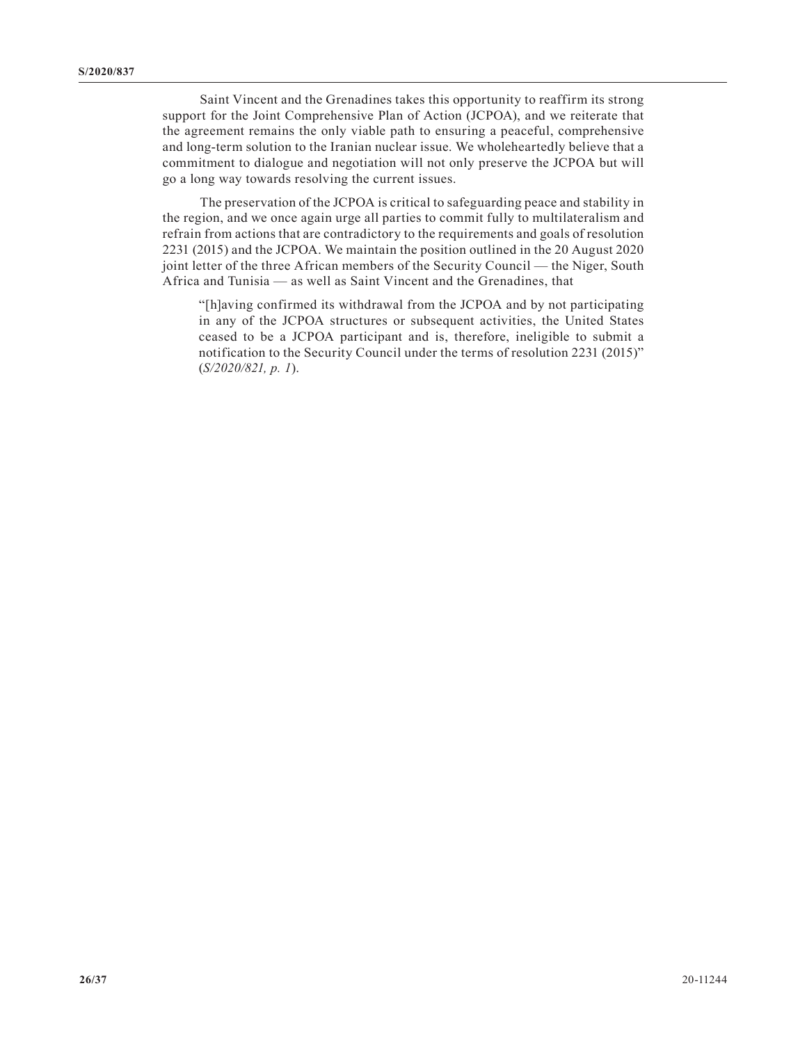Saint Vincent and the Grenadines takes this opportunity to reaffirm its strong support for the Joint Comprehensive Plan of Action (JCPOA), and we reiterate that the agreement remains the only viable path to ensuring a peaceful, comprehensive and long-term solution to the Iranian nuclear issue. We wholeheartedly believe that a commitment to dialogue and negotiation will not only preserve the JCPOA but will go a long way towards resolving the current issues.

The preservation of the JCPOA is critical to safeguarding peace and stability in the region, and we once again urge all parties to commit fully to multilateralism and refrain from actions that are contradictory to the requirements and goals of resolution 2231 (2015) and the JCPOA. We maintain the position outlined in the 20 August 2020 joint letter of the three African members of the Security Council — the Niger, South Africa and Tunisia — as well as Saint Vincent and the Grenadines, that

> "[h]aving confirmed its withdrawal from the JCPOA and by not participating in any of the JCPOA structures or subsequent activities, the United States ceased to be a JCPOA participant and is, therefore, ineligible to submit a notification to the Security Council under the terms of resolution 2231 (2015)" (*S/2020/821, p. 1*).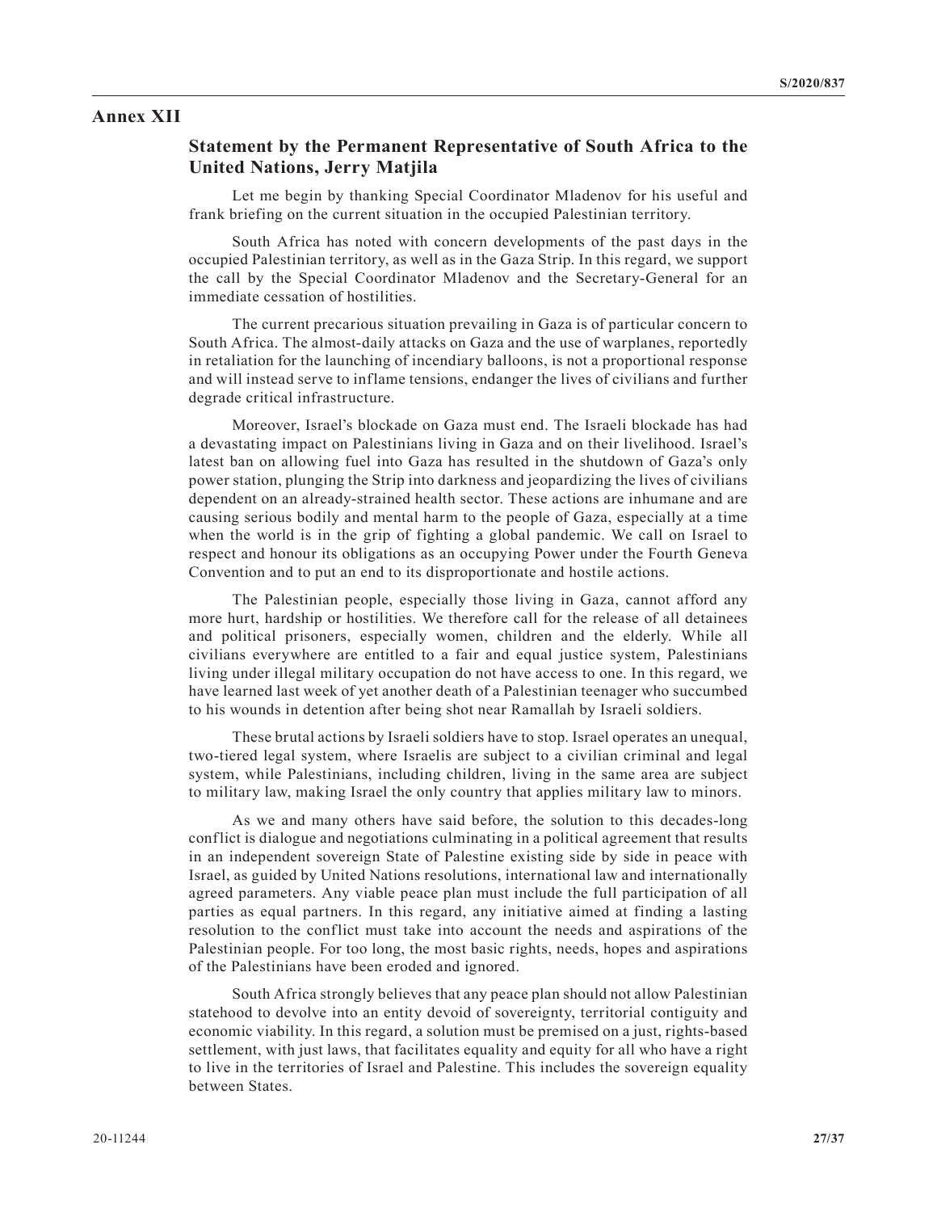## Annex XII

### Statement by the Permanent Representative of South Africa to the United Nations, Jerry Matjila

Let me begin by thanking Special Coordinator Mladenov for his useful and frank briefing on the current situation in the occupied Palestinian territory.

South Africa has noted with concern developments of the past days in the occupied Palestinian territory, as well as in the Gaza Strip. In this regard, we support the call by the Special Coordinator Mladenov and the Secretary-General for an immediate cessation of hostilities.

The current precarious situation prevailing in Gaza is of particular concern to South Africa. The almost-daily attacks on Gaza and the use of warplanes, reportedly in retaliation for the launching of incendiary balloons, is not a proportional response and will instead serve to inflame tensions, endanger the lives of civilians and further degrade critical infrastructure.

Moreover, Israel's blockade on Gaza must end. The Israeli blockade has had a devastating impact on Palestinians living in Gaza and on their livelihood. Israel's latest ban on allowing fuel into Gaza has resulted in the shutdown of Gaza's only power station, plunging the Strip into darkness and jeopardizing the lives of civilians dependent on an already-strained health sector. These actions are inhumane and are causing serious bodily and mental harm to the people of Gaza, especially at a time when the world is in the grip of fighting a global pandemic. We call on Israel to respect and honour its obligations as an occupying Power under the Fourth Geneva Convention and to put an end to its disproportionate and hostile actions.

The Palestinian people, especially those living in Gaza, cannot afford any more hurt, hardship or hostilities. We therefore call for the release of all detainees and political prisoners, especially women, children and the elderly. While all civilians everywhere are entitled to a fair and equal justice system, Palestinians living under illegal military occupation do not have access to one. In this regard, we have learned last week of yet another death of a Palestinian teenager who succumbed to his wounds in detention after being shot near Ramallah by Israeli soldiers.

These brutal actions by Israeli soldiers have to stop. Israel operates an unequal, two-tiered legal system, where Israelis are subject to a civilian criminal and legal system, while Palestinians, including children, living in the same area are subject to military law, making Israel the only country that applies military law to minors.

As we and many others have said before, the solution to this decades-long conflict is dialogue and negotiations culminating in a political agreement that results in an independent sovereign State of Palestine existing side by side in peace with Israel, as guided by United Nations resolutions, international law and internationally agreed parameters. Any viable peace plan must include the full participation of all parties as equal partners. In this regard, any initiative aimed at finding a lasting resolution to the conflict must take into account the needs and aspirations of the Palestinian people. For too long, the most basic rights, needs, hopes and aspirations of the Palestinians have been eroded and ignored.

South Africa strongly believes that any peace plan should not allow Palestinian statehood to devolve into an entity devoid of sovereignty, territorial contiguity and economic viability. In this regard, a solution must be premised on a just, rights-based settlement, with just laws, that facilitates equality and equity for all who have a right to live in the territories of Israel and Palestine. This includes the sovereign equality between States.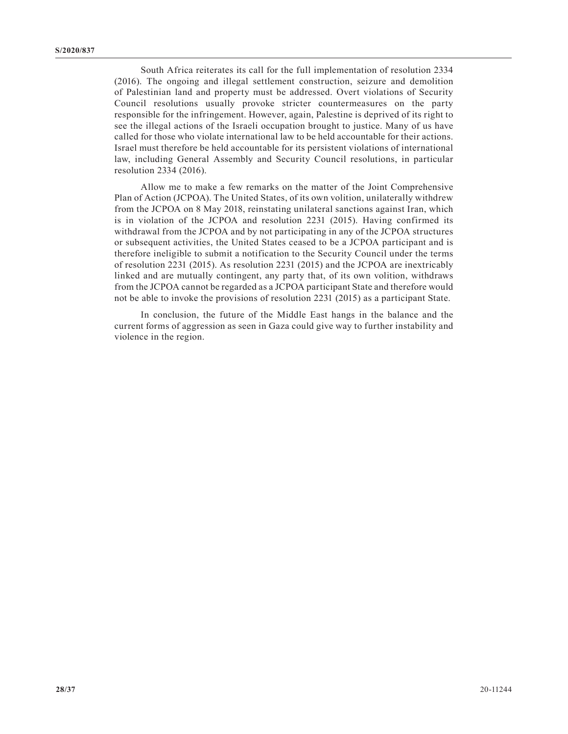South Africa reiterates its call for the full implementation of resolution 2334 (2016). The ongoing and illegal settlement construction, seizure and demolition of Palestinian land and property must be addressed. Overt violations of Security Council resolutions usually provoke stricter countermeasures on the party responsible for the infringement. However, again, Palestine is deprived of its right to see the illegal actions of the Israeli occupation brought to justice. Many of us have called for those who violate international law to be held accountable for their actions. Israel must therefore be held accountable for its persistent violations of international law, including General Assembly and Security Council resolutions, in particular resolution 2334 (2016).

Allow me to make a few remarks on the matter of the Joint Comprehensive Plan of Action (JCPOA). The United States, of its own volition, unilaterally withdrew from the JCPOA on 8 May 2018, reinstating unilateral sanctions against Iran, which is in violation of the JCPOA and resolution 2231 (2015). Having confirmed its withdrawal from the JCPOA and by not participating in any of the JCPOA structures or subsequent activities, the United States ceased to be a JCPOA participant and is therefore ineligible to submit a notification to the Security Council under the terms of resolution 2231 (2015). As resolution 2231 (2015) and the JCPOA are inextricably linked and are mutually contingent, any party that, of its own volition, withdraws from the JCPOA cannot be regarded as a JCPOA participant State and therefore would not be able to invoke the provisions of resolution 2231 (2015) as a participant State.

In conclusion, the future of the Middle East hangs in the balance and the current forms of aggression as seen in Gaza could give way to further instability and violence in the region.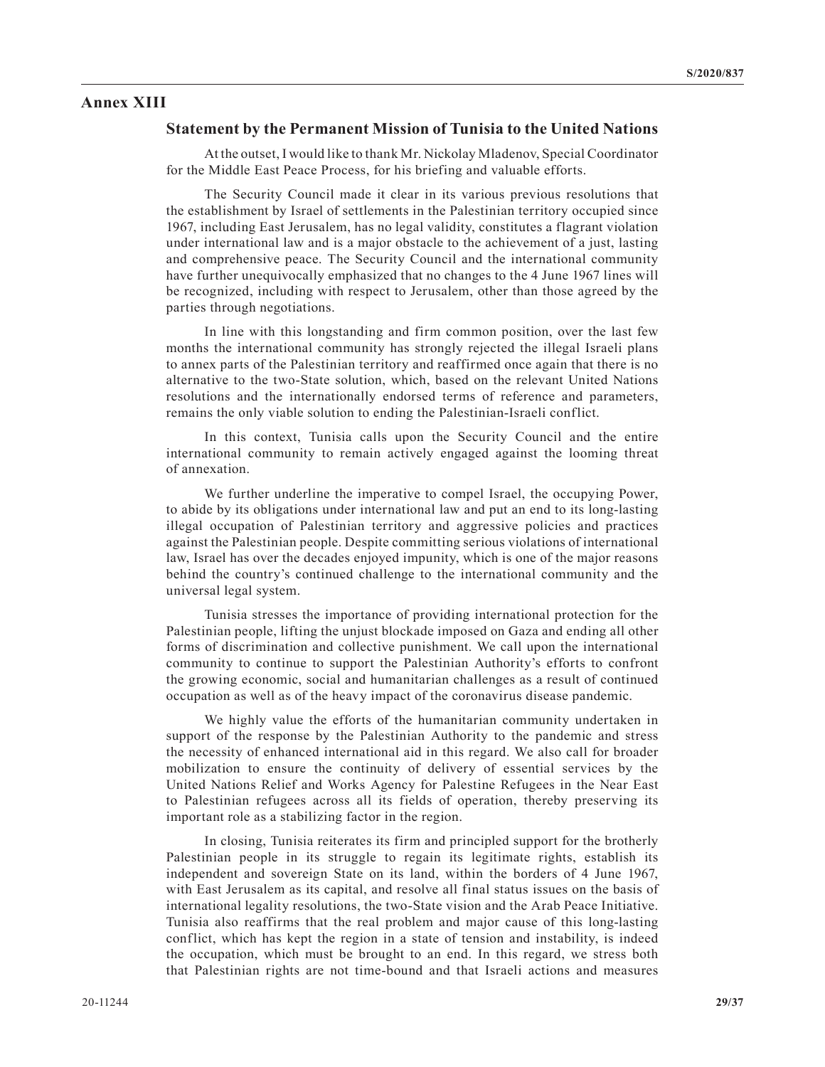## Annex XIII

### Statement by the Permanent Mission of Tunisia to the United Nations

At the outset, I would like to thank Mr. Nickolay Mladenov, Special Coordinator for the Middle East Peace Process, for his briefing and valuable efforts.

The Security Council made it clear in its various previous resolutions that the establishment by Israel of settlements in the Palestinian territory occupied since 1967, including East Jerusalem, has no legal validity, constitutes a flagrant violation under international law and is a major obstacle to the achievement of a just, lasting and comprehensive peace. The Security Council and the international community have further unequivocally emphasized that no changes to the 4 June 1967 lines will be recognized, including with respect to Jerusalem, other than those agreed by the parties through negotiations.

In line with this longstanding and firm common position, over the last few months the international community has strongly rejected the illegal Israeli plans to annex parts of the Palestinian territory and reaffirmed once again that there is no alternative to the two-State solution, which, based on the relevant United Nations resolutions and the internationally endorsed terms of reference and parameters, remains the only viable solution to ending the Palestinian-Israeli conflict.

In this context, Tunisia calls upon the Security Council and the entire international community to remain actively engaged against the looming threat of annexation.

We further underline the imperative to compel Israel, the occupying Power, to abide by its obligations under international law and put an end to its long-lasting illegal occupation of Palestinian territory and aggressive policies and practices against the Palestinian people. Despite committing serious violations of international law, Israel has over the decades enjoyed impunity, which is one of the major reasons behind the country's continued challenge to the international community and the universal legal system.

Tunisia stresses the importance of providing international protection for the Palestinian people, lifting the unjust blockade imposed on Gaza and ending all other forms of discrimination and collective punishment. We call upon the international community to continue to support the Palestinian Authority's efforts to confront the growing economic, social and humanitarian challenges as a result of continued occupation as well as of the heavy impact of the coronavirus disease pandemic.

We highly value the efforts of the humanitarian community undertaken in support of the response by the Palestinian Authority to the pandemic and stress the necessity of enhanced international aid in this regard. We also call for broader mobilization to ensure the continuity of delivery of essential services by the United Nations Relief and Works Agency for Palestine Refugees in the Near East to Palestinian refugees across all its fields of operation, thereby preserving its important role as a stabilizing factor in the region.

In closing, Tunisia reiterates its firm and principled support for the brotherly Palestinian people in its struggle to regain its legitimate rights, establish its independent and sovereign State on its land, within the borders of 4 June 1967, with East Jerusalem as its capital, and resolve all final status issues on the basis of international legality resolutions, the two-State vision and the Arab Peace Initiative. Tunisia also reaffirms that the real problem and major cause of this long-lasting conflict, which has kept the region in a state of tension and instability, is indeed the occupation, which must be brought to an end. In this regard, we stress both that Palestinian rights are not time-bound and that Israeli actions and measures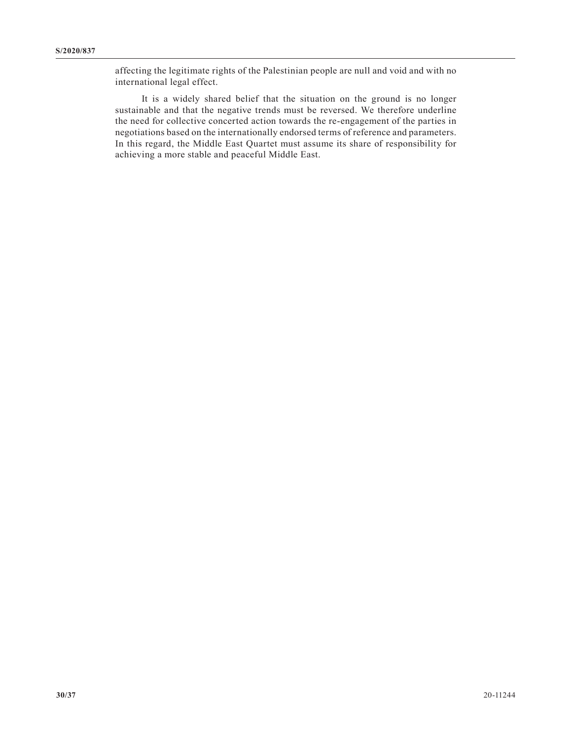affecting the legitimate rights of the Palestinian people are null and void and with no international legal effect.

It is a widely shared belief that the situation on the ground is no longer sustainable and that the negative trends must be reversed. We therefore underline the need for collective concerted action towards the re-engagement of the parties in negotiations based on the internationally endorsed terms of reference and parameters. In this regard, the Middle East Quartet must assume its share of responsibility for achieving a more stable and peaceful Middle East.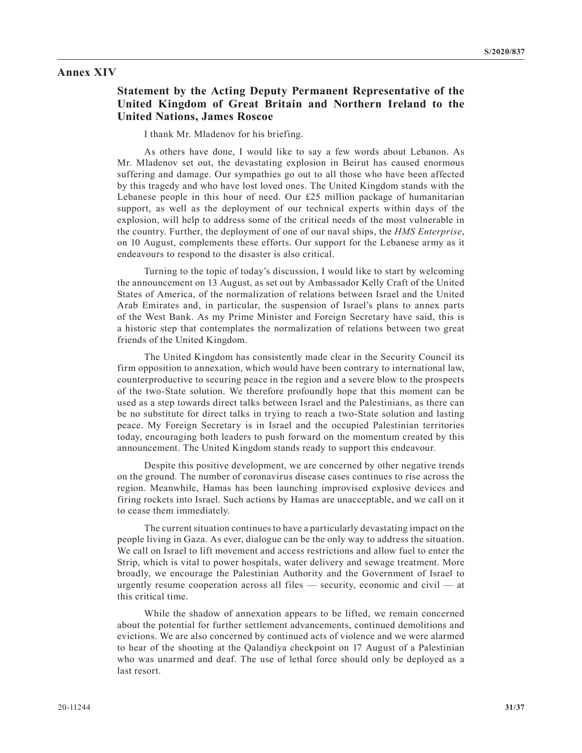## Annex XIV

### Statement by the Acting Deputy Permanent Representative of the United Kingdom of Great Britain and Northern Ireland to the United Nations, James Roscoe

I thank Mr. Mladenov for his briefing.

As others have done, I would like to say a few words about Lebanon. As Mr. Mladenov set out, the devastating explosion in Beirut has caused enormous suffering and damage. Our sympathies go out to all those who have been affected by this tragedy and who have lost loved ones. The United Kingdom stands with the Lebanese people in this hour of need. Our £25 million package of humanitarian support, as well as the deployment of our technical experts within days of the explosion, will help to address some of the critical needs of the most vulnerable in the country. Further, the deployment of one of our naval ships, the *HMS Enterprise*, on 10 August, complements these efforts. Our support for the Lebanese army as it endeavours to respond to the disaster is also critical.

Turning to the topic of today's discussion, I would like to start by welcoming the announcement on 13 August, as set out by Ambassador Kelly Craft of the United States of America, of the normalization of relations between Israel and the United Arab Emirates and, in particular, the suspension of Israel's plans to annex parts of the West Bank. As my Prime Minister and Foreign Secretary have said, this is a historic step that contemplates the normalization of relations between two great friends of the United Kingdom.

The United Kingdom has consistently made clear in the Security Council its firm opposition to annexation, which would have been contrary to international law, counterproductive to securing peace in the region and a severe blow to the prospects of the two-State solution. We therefore profoundly hope that this moment can be used as a step towards direct talks between Israel and the Palestinians, as there can be no substitute for direct talks in trying to reach a two-State solution and lasting peace. My Foreign Secretary is in Israel and the occupied Palestinian territories today, encouraging both leaders to push forward on the momentum created by this announcement. The United Kingdom stands ready to support this endeavour.

Despite this positive development, we are concerned by other negative trends on the ground. The number of coronavirus disease cases continues to rise across the region. Meanwhile, Hamas has been launching improvised explosive devices and firing rockets into Israel. Such actions by Hamas are unacceptable, and we call on it to cease them immediately.

The current situation continues to have a particularly devastating impact on the people living in Gaza. As ever, dialogue can be the only way to address the situation. We call on Israel to lift movement and access restrictions and allow fuel to enter the Strip, which is vital to power hospitals, water delivery and sewage treatment. More broadly, we encourage the Palestinian Authority and the Government of Israel to urgently resume cooperation across all files — security, economic and civil — at this critical time.

While the shadow of annexation appears to be lifted, we remain concerned about the potential for further settlement advancements, continued demolitions and evictions. We are also concerned by continued acts of violence and we were alarmed to hear of the shooting at the Qalandiya checkpoint on 17 August of a Palestinian who was unarmed and deaf. The use of lethal force should only be deployed as a last resort.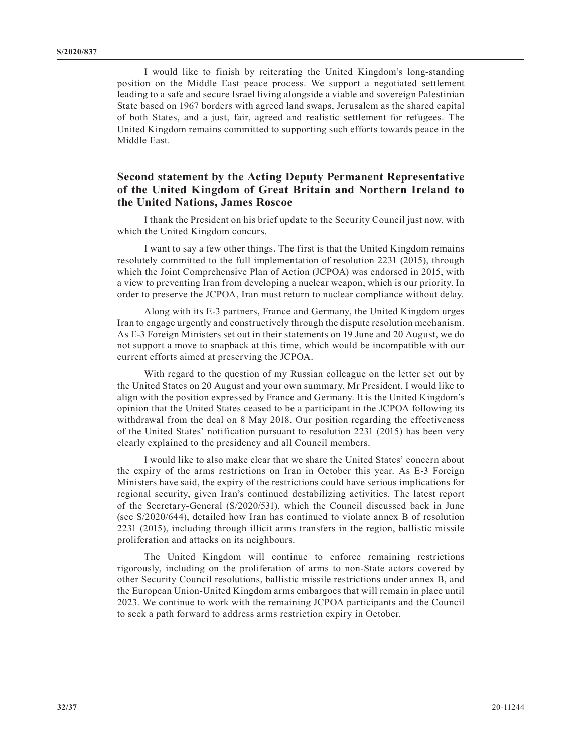I would like to finish by reiterating the United Kingdom's long-standing position on the Middle East peace process. We support a negotiated settlement leading to a safe and secure Israel living alongside a viable and sovereign Palestinian State based on 1967 borders with agreed land swaps, Jerusalem as the shared capital of both States, and a just, fair, agreed and realistic settlement for refugees. The United Kingdom remains committed to supporting such efforts towards peace in the Middle East.

## Second statement by the Acting Deputy Permanent Representative of the United Kingdom of Great Britain and Northern Ireland to the United Nations, James Roscoe

I thank the President on his brief update to the Security Council just now, with which the United Kingdom concurs.

I want to say a few other things. The first is that the United Kingdom remains resolutely committed to the full implementation of resolution 2231 (2015), through which the Joint Comprehensive Plan of Action (JCPOA) was endorsed in 2015, with a view to preventing Iran from developing a nuclear weapon, which is our priority. In order to preserve the JCPOA, Iran must return to nuclear compliance without delay.

Along with its E-3 partners, France and Germany, the United Kingdom urges Iran to engage urgently and constructively through the dispute resolution mechanism. As E-3 Foreign Ministers set out in their statements on 19 June and 20 August, we do not support a move to snapback at this time, which would be incompatible with our current efforts aimed at preserving the JCPOA.

With regard to the question of my Russian colleague on the letter set out by the United States on 20 August and your own summary, Mr President, I would like to align with the position expressed by France and Germany. It is the United Kingdom's opinion that the United States ceased to be a participant in the JCPOA following its withdrawal from the deal on 8 May 2018. Our position regarding the effectiveness of the United States' notification pursuant to resolution 2231 (2015) has been very clearly explained to the presidency and all Council members.

I would like to also make clear that we share the United States' concern about the expiry of the arms restrictions on Iran in October this year. As E-3 Foreign Ministers have said, the expiry of the restrictions could have serious implications for regional security, given Iran's continued destabilizing activities. The latest report of the Secretary-General (S/2020/531), which the Council discussed back in June (see S/2020/644), detailed how Iran has continued to violate annex B of resolution 2231 (2015), including through illicit arms transfers in the region, ballistic missile proliferation and attacks on its neighbours.

The United Kingdom will continue to enforce remaining restrictions rigorously, including on the proliferation of arms to non-State actors covered by other Security Council resolutions, ballistic missile restrictions under annex B, and the European Union-United Kingdom arms embargoes that will remain in place until 2023. We continue to work with the remaining JCPOA participants and the Council to seek a path forward to address arms restriction expiry in October.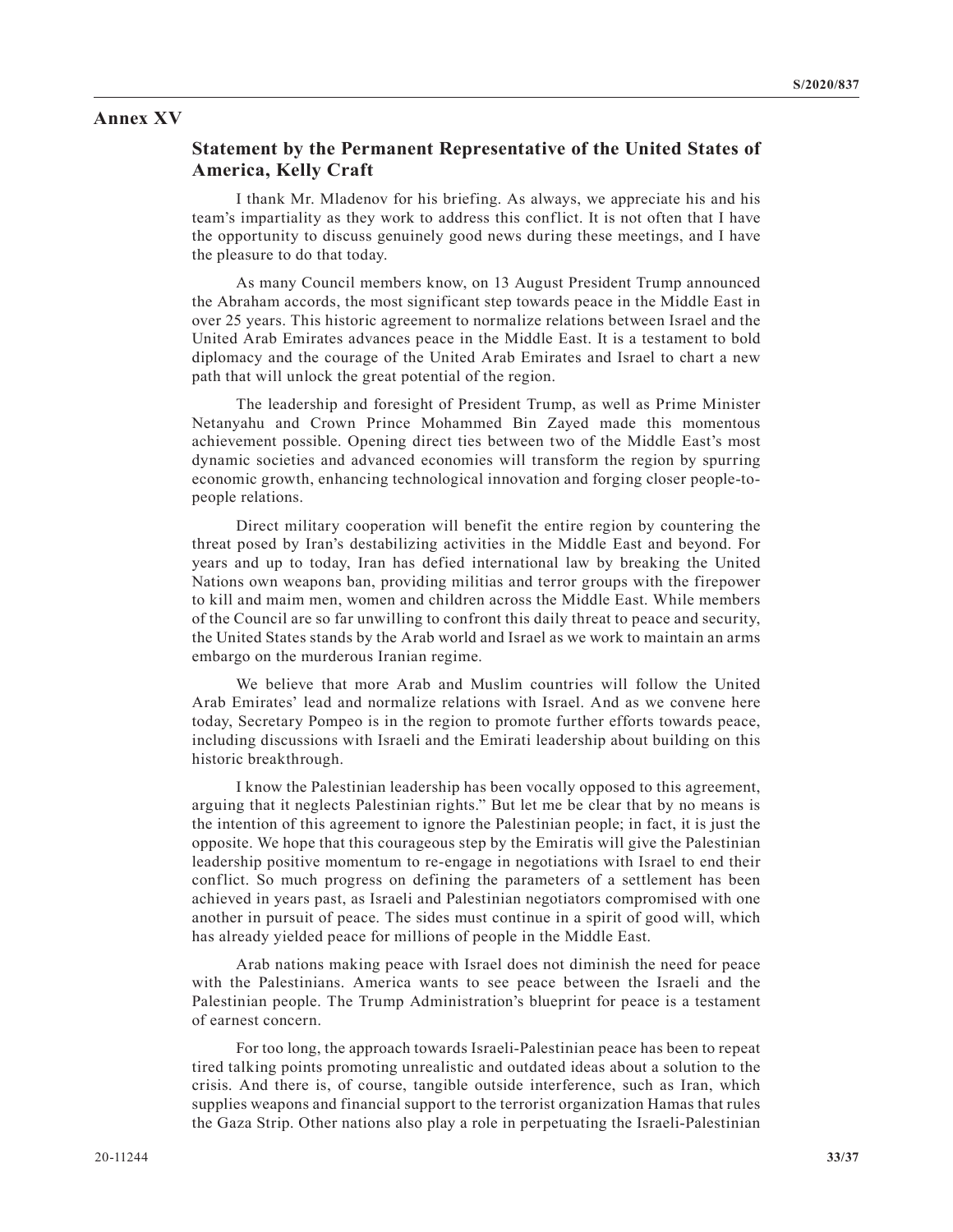## Annex XV

### Statement by the Permanent Representative of the United States of America, Kelly Craft

I thank Mr. Mladenov for his briefing. As always, we appreciate his and his team's impartiality as they work to address this conflict. It is not often that I have the opportunity to discuss genuinely good news during these meetings, and I have the pleasure to do that today.

As many Council members know, on 13 August President Trump announced the Abraham accords, the most significant step towards peace in the Middle East in over 25 years. This historic agreement to normalize relations between Israel and the United Arab Emirates advances peace in the Middle East. It is a testament to bold diplomacy and the courage of the United Arab Emirates and Israel to chart a new path that will unlock the great potential of the region.

The leadership and foresight of President Trump, as well as Prime Minister Netanyahu and Crown Prince Mohammed Bin Zayed made this momentous achievement possible. Opening direct ties between two of the Middle East's most dynamic societies and advanced economies will transform the region by spurring economic growth, enhancing technological innovation and forging closer people-to-people relations.

Direct military cooperation will benefit the entire region by countering the threat posed by Iran's destabilizing activities in the Middle East and beyond. For years and up to today, Iran has defied international law by breaking the United Nations own weapons ban, providing militias and terror groups with the firepower to kill and maim men, women and children across the Middle East. While members of the Council are so far unwilling to confront this daily threat to peace and security, the United States stands by the Arab world and Israel as we work to maintain an arms embargo on the murderous Iranian regime.

We believe that more Arab and Muslim countries will follow the United Arab Emirates' lead and normalize relations with Israel. And as we convene here today, Secretary Pompeo is in the region to promote further efforts towards peace, including discussions with Israeli and the Emirati leadership about building on this historic breakthrough.

I know the Palestinian leadership has been vocally opposed to this agreement, arguing that it neglects Palestinian rights." But let me be clear that by no means is the intention of this agreement to ignore the Palestinian people; in fact, it is just the opposite. We hope that this courageous step by the Emiratis will give the Palestinian leadership positive momentum to re-engage in negotiations with Israel to end their conflict. So much progress on defining the parameters of a settlement has been achieved in years past, as Israeli and Palestinian negotiators compromised with one another in pursuit of peace. The sides must continue in a spirit of good will, which has already yielded peace for millions of people in the Middle East.

Arab nations making peace with Israel does not diminish the need for peace with the Palestinians. America wants to see peace between the Israeli and the Palestinian people. The Trump Administration's blueprint for peace is a testament of earnest concern.

For too long, the approach towards Israeli-Palestinian peace has been to repeat tired talking points promoting unrealistic and outdated ideas about a solution to the crisis. And there is, of course, tangible outside interference, such as Iran, which supplies weapons and financial support to the terrorist organization Hamas that rules the Gaza Strip. Other nations also play a role in perpetuating the Israeli-Palestinian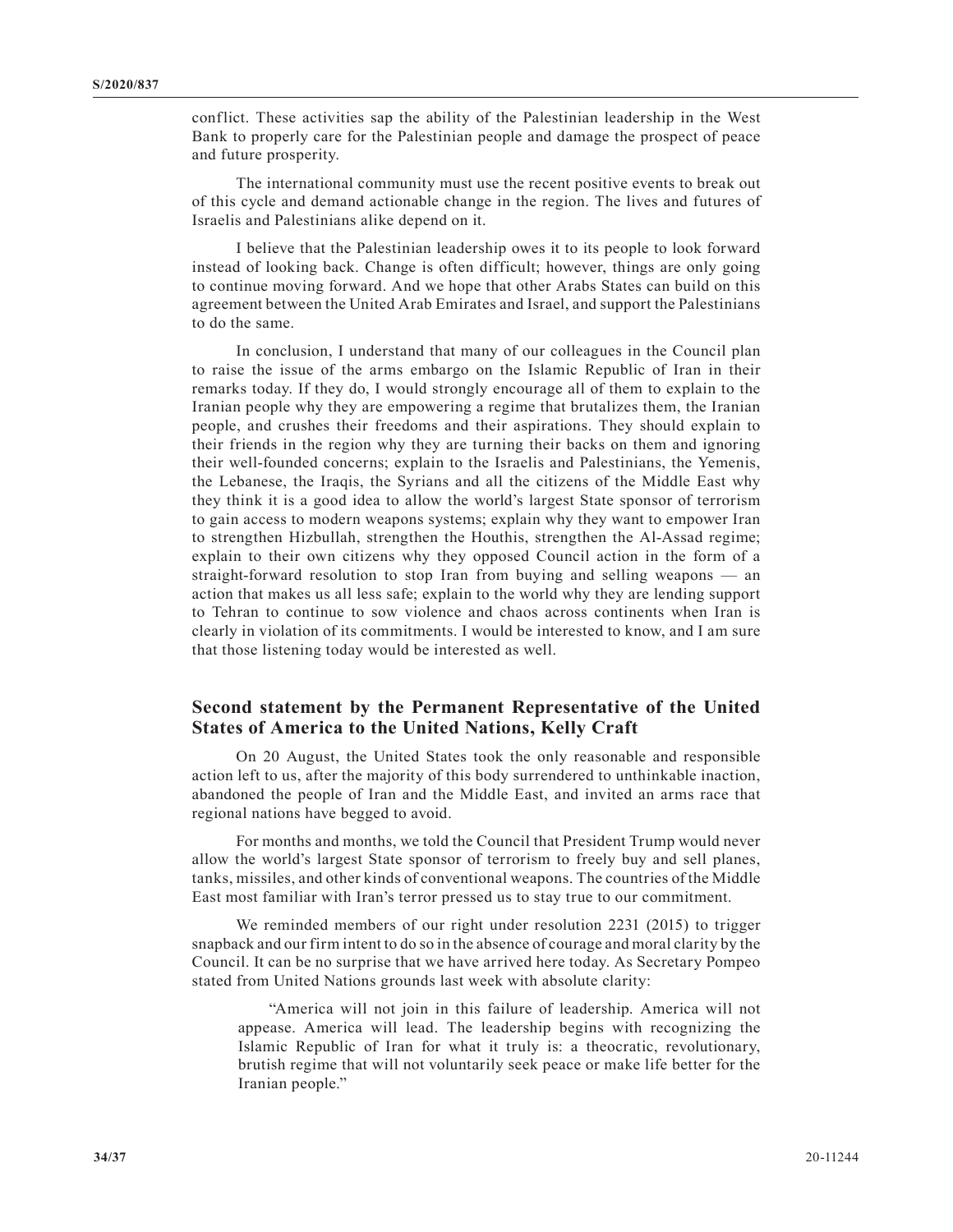conflict. These activities sap the ability of the Palestinian leadership in the West Bank to properly care for the Palestinian people and damage the prospect of peace and future prosperity.

The international community must use the recent positive events to break out of this cycle and demand actionable change in the region. The lives and futures of Israelis and Palestinians alike depend on it.

I believe that the Palestinian leadership owes it to its people to look forward instead of looking back. Change is often difficult; however, things are only going to continue moving forward. And we hope that other Arabs States can build on this agreement between the United Arab Emirates and Israel, and support the Palestinians to do the same.

In conclusion, I understand that many of our colleagues in the Council plan to raise the issue of the arms embargo on the Islamic Republic of Iran in their remarks today. If they do, I would strongly encourage all of them to explain to the Iranian people why they are empowering a regime that brutalizes them, the Iranian people, and crushes their freedoms and their aspirations. They should explain to their friends in the region why they are turning their backs on them and ignoring their well-founded concerns; explain to the Israelis and Palestinians, the Yemenis, the Lebanese, the Iraqis, the Syrians and all the citizens of the Middle East why they think it is a good idea to allow the world's largest State sponsor of terrorism to gain access to modern weapons systems; explain why they want to empower Iran to strengthen Hizbullah, strengthen the Houthis, strengthen the Al-Assad regime; explain to their own citizens why they opposed Council action in the form of a straight-forward resolution to stop Iran from buying and selling weapons — an action that makes us all less safe; explain to the world why they are lending support to Tehran to continue to sow violence and chaos across continents when Iran is clearly in violation of its commitments. I would be interested to know, and I am sure that those listening today would be interested as well.

## Second statement by the Permanent Representative of the United States of America to the United Nations, Kelly Craft

On 20 August, the United States took the only reasonable and responsible action left to us, after the majority of this body surrendered to unthinkable inaction, abandoned the people of Iran and the Middle East, and invited an arms race that regional nations have begged to avoid.

For months and months, we told the Council that President Trump would never allow the world's largest State sponsor of terrorism to freely buy and sell planes, tanks, missiles, and other kinds of conventional weapons. The countries of the Middle East most familiar with Iran's terror pressed us to stay true to our commitment.

We reminded members of our right under resolution 2231 (2015) to trigger snapback and our firm intent to do so in the absence of courage and moral clarity by the Council. It can be no surprise that we have arrived here today. As Secretary Pompeo stated from United Nations grounds last week with absolute clarity:

> "America will not join in this failure of leadership. America will not appease. America will lead. The leadership begins with recognizing the Islamic Republic of Iran for what it truly is: a theocratic, revolutionary, brutish regime that will not voluntarily seek peace or make life better for the Iranian people."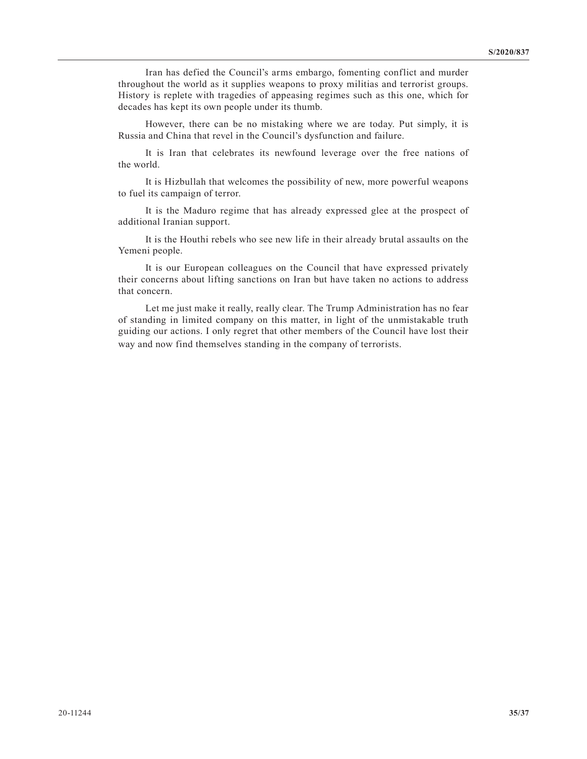Iran has defied the Council's arms embargo, fomenting conflict and murder throughout the world as it supplies weapons to proxy militias and terrorist groups. History is replete with tragedies of appeasing regimes such as this one, which for decades has kept its own people under its thumb.

However, there can be no mistaking where we are today. Put simply, it is Russia and China that revel in the Council's dysfunction and failure.

It is Iran that celebrates its newfound leverage over the free nations of the world.

It is Hizbullah that welcomes the possibility of new, more powerful weapons to fuel its campaign of terror.

It is the Maduro regime that has already expressed glee at the prospect of additional Iranian support.

It is the Houthi rebels who see new life in their already brutal assaults on the Yemeni people.

It is our European colleagues on the Council that have expressed privately their concerns about lifting sanctions on Iran but have taken no actions to address that concern.

Let me just make it really, really clear. The Trump Administration has no fear of standing in limited company on this matter, in light of the unmistakable truth guiding our actions. I only regret that other members of the Council have lost their way and now find themselves standing in the company of terrorists.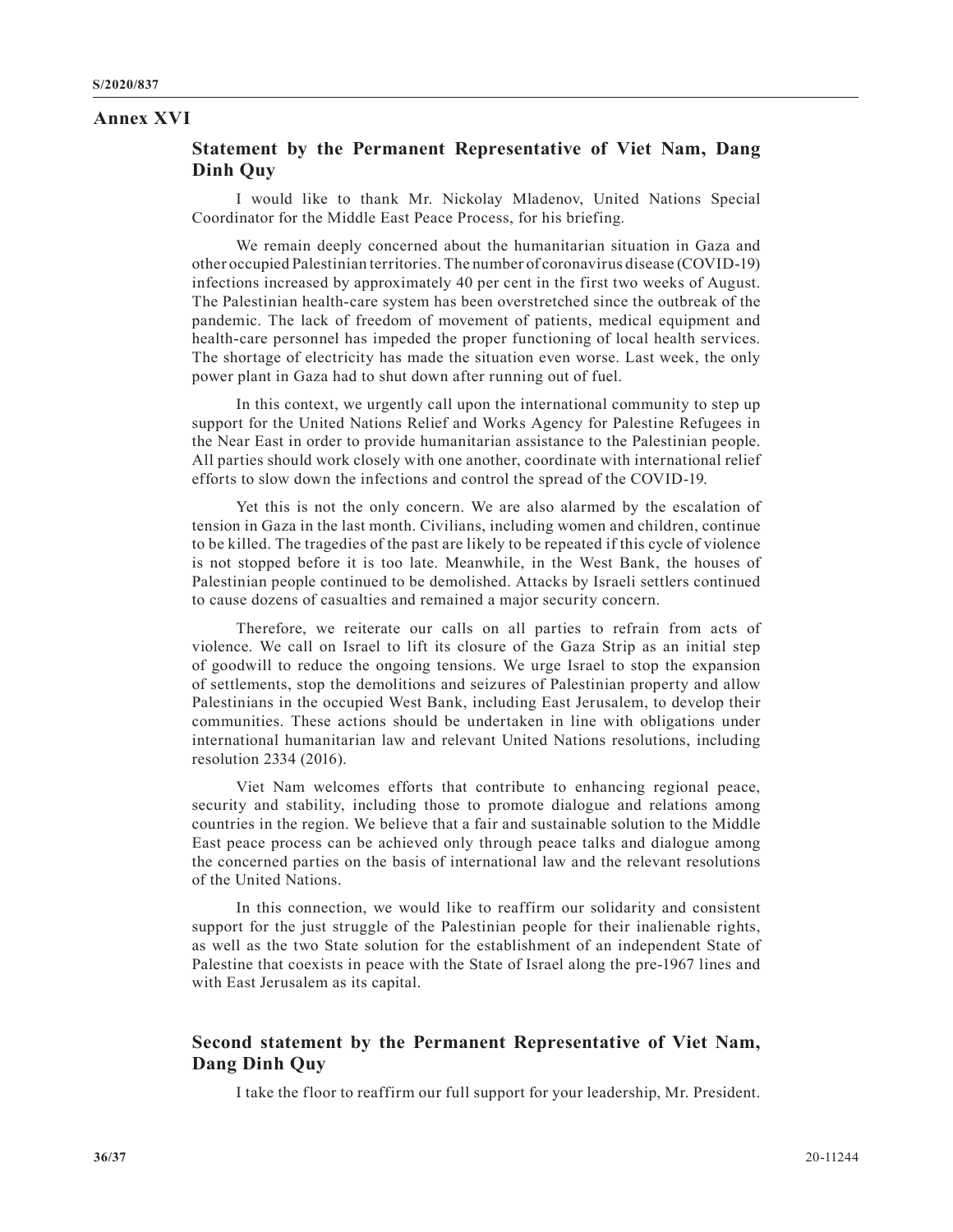## Annex XVI

### Statement by the Permanent Representative of Viet Nam, Dang Dinh Quy

I would like to thank Mr. Nickolay Mladenov, United Nations Special Coordinator for the Middle East Peace Process, for his briefing.

We remain deeply concerned about the humanitarian situation in Gaza and other occupied Palestinian territories. The number of coronavirus disease (COVID-19) infections increased by approximately 40 per cent in the first two weeks of August. The Palestinian health-care system has been overstretched since the outbreak of the pandemic. The lack of freedom of movement of patients, medical equipment and health-care personnel has impeded the proper functioning of local health services. The shortage of electricity has made the situation even worse. Last week, the only power plant in Gaza had to shut down after running out of fuel.

In this context, we urgently call upon the international community to step up support for the United Nations Relief and Works Agency for Palestine Refugees in the Near East in order to provide humanitarian assistance to the Palestinian people. All parties should work closely with one another, coordinate with international relief efforts to slow down the infections and control the spread of the COVID-19.

Yet this is not the only concern. We are also alarmed by the escalation of tension in Gaza in the last month. Civilians, including women and children, continue to be killed. The tragedies of the past are likely to be repeated if this cycle of violence is not stopped before it is too late. Meanwhile, in the West Bank, the houses of Palestinian people continued to be demolished. Attacks by Israeli settlers continued to cause dozens of casualties and remained a major security concern.

Therefore, we reiterate our calls on all parties to refrain from acts of violence. We call on Israel to lift its closure of the Gaza Strip as an initial step of goodwill to reduce the ongoing tensions. We urge Israel to stop the expansion of settlements, stop the demolitions and seizures of Palestinian property and allow Palestinians in the occupied West Bank, including East Jerusalem, to develop their communities. These actions should be undertaken in line with obligations under international humanitarian law and relevant United Nations resolutions, including resolution 2334 (2016).

Viet Nam welcomes efforts that contribute to enhancing regional peace, security and stability, including those to promote dialogue and relations among countries in the region. We believe that a fair and sustainable solution to the Middle East peace process can be achieved only through peace talks and dialogue among the concerned parties on the basis of international law and the relevant resolutions of the United Nations.

In this connection, we would like to reaffirm our solidarity and consistent support for the just struggle of the Palestinian people for their inalienable rights, as well as the two State solution for the establishment of an independent State of Palestine that coexists in peace with the State of Israel along the pre-1967 lines and with East Jerusalem as its capital.

### Second statement by the Permanent Representative of Viet Nam, Dang Dinh Quy

I take the floor to reaffirm our full support for your leadership, Mr. President.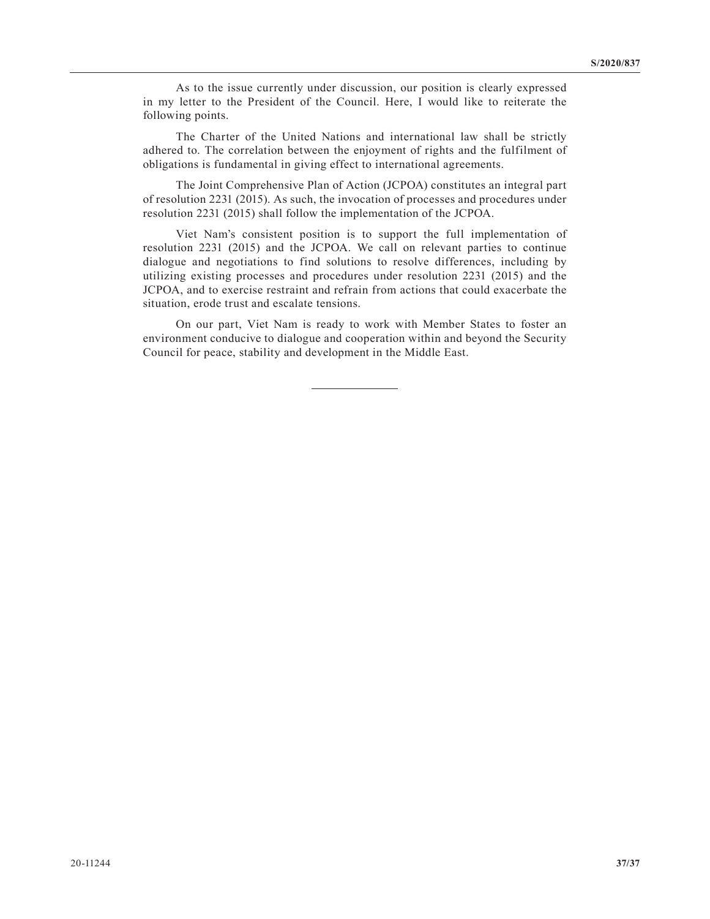As to the issue currently under discussion, our position is clearly expressed in my letter to the President of the Council. Here, I would like to reiterate the following points.

The Charter of the United Nations and international law shall be strictly adhered to. The correlation between the enjoyment of rights and the fulfilment of obligations is fundamental in giving effect to international agreements.

The Joint Comprehensive Plan of Action (JCPOA) constitutes an integral part of resolution 2231 (2015). As such, the invocation of processes and procedures under resolution 2231 (2015) shall follow the implementation of the JCPOA.

Viet Nam's consistent position is to support the full implementation of resolution 2231 (2015) and the JCPOA. We call on relevant parties to continue dialogue and negotiations to find solutions to resolve differences, including by utilizing existing processes and procedures under resolution 2231 (2015) and the JCPOA, and to exercise restraint and refrain from actions that could exacerbate the situation, erode trust and escalate tensions.

On our part, Viet Nam is ready to work with Member States to foster an environment conducive to dialogue and cooperation within and beyond the Security Council for peace, stability and development in the Middle East.